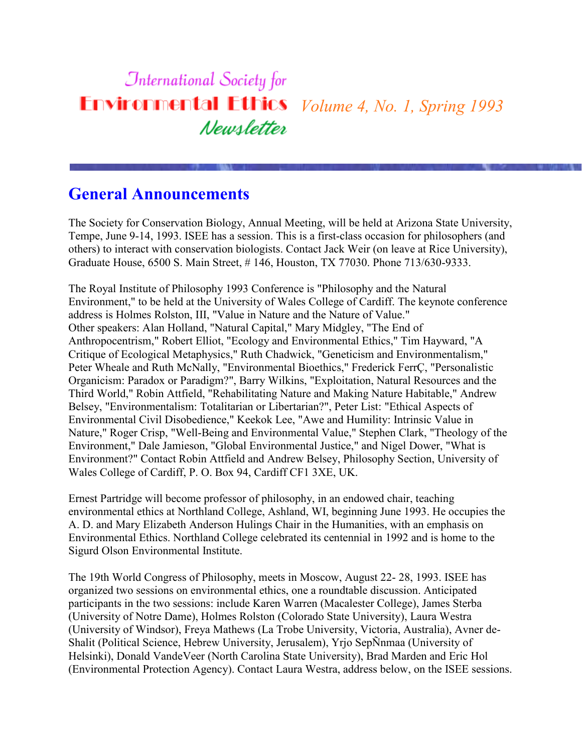# International Society for Environmental Ethics Newsletter

*Volume 4, No. 1, Spring 1993*

## General Announcements

The Society for Conservation Biology, Annual Meeting, will be held at Arizona State University, Tempe, June 9-14, 1993. ISEE has a session. This is a first-class occasion for philosophers (and others) to interact with conservation biologists. Contact Jack Weir (on leave at Rice University), Graduate House, 6500 S. Main Street, # 146, Houston, TX 77030. Phone 713/630-9333.

The Royal Institute of Philosophy 1993 Conference is "Philosophy and the Natural Environment," to be held at the University of Wales College of Cardiff. The keynote conference address is Holmes Rolston, III, "Value in Nature and the Nature of Value." Other speakers: Alan Holland, "Natural Capital," Mary Midgley, "The End of Anthropocentrism," Robert Elliot, "Ecology and Environmental Ethics," Tim Hayward, "A Critique of Ecological Metaphysics," Ruth Chadwick, "Geneticism and Environmentalism," Peter Wheale and Ruth McNally, "Environmental Bioethics," Frederick FerrÇ, "Personalistic Organicism: Paradox or Paradigm?", Barry Wilkins, "Exploitation, Natural Resources and the Third World," Robin Attfield, "Rehabilitating Nature and Making Nature Habitable," Andrew Belsey, "Environmentalism: Totalitarian or Libertarian?", Peter List: "Ethical Aspects of Environmental Civil Disobedience," Keekok Lee, "Awe and Humility: Intrinsic Value in Nature," Roger Crisp, "Well-Being and Environmental Value," Stephen Clark, "Theology of the Environment," Dale Jamieson, "Global Environmental Justice," and Nigel Dower, "What is Environment?" Contact Robin Attfield and Andrew Belsey, Philosophy Section, University of Wales College of Cardiff, P. O. Box 94, Cardiff CF1 3XE, UK.

Ernest Partridge will become professor of philosophy, in an endowed chair, teaching environmental ethics at Northland College, Ashland, WI, beginning June 1993. He occupies the A. D. and Mary Elizabeth Anderson Hulings Chair in the Humanities, with an emphasis on Environmental Ethics. Northland College celebrated its centennial in 1992 and is home to the Sigurd Olson Environmental Institute.

The 19th World Congress of Philosophy, meets in Moscow, August 22- 28, 1993. ISEE has organized two sessions on environmental ethics, one a roundtable discussion. Anticipated participants in the two sessions: include Karen Warren (Macalester College), James Sterba (University of Notre Dame), Holmes Rolston (Colorado State University), Laura Westra (University of Windsor), Freya Mathews (La Trobe University, Victoria, Australia), Avner de-Shalit (Political Science, Hebrew University, Jerusalem), Yrjo SepÑnmaa (University of Helsinki), Donald VandeVeer (North Carolina State University), Brad Marden and Eric Hol (Environmental Protection Agency). Contact Laura Westra, address below, on the ISEE sessions.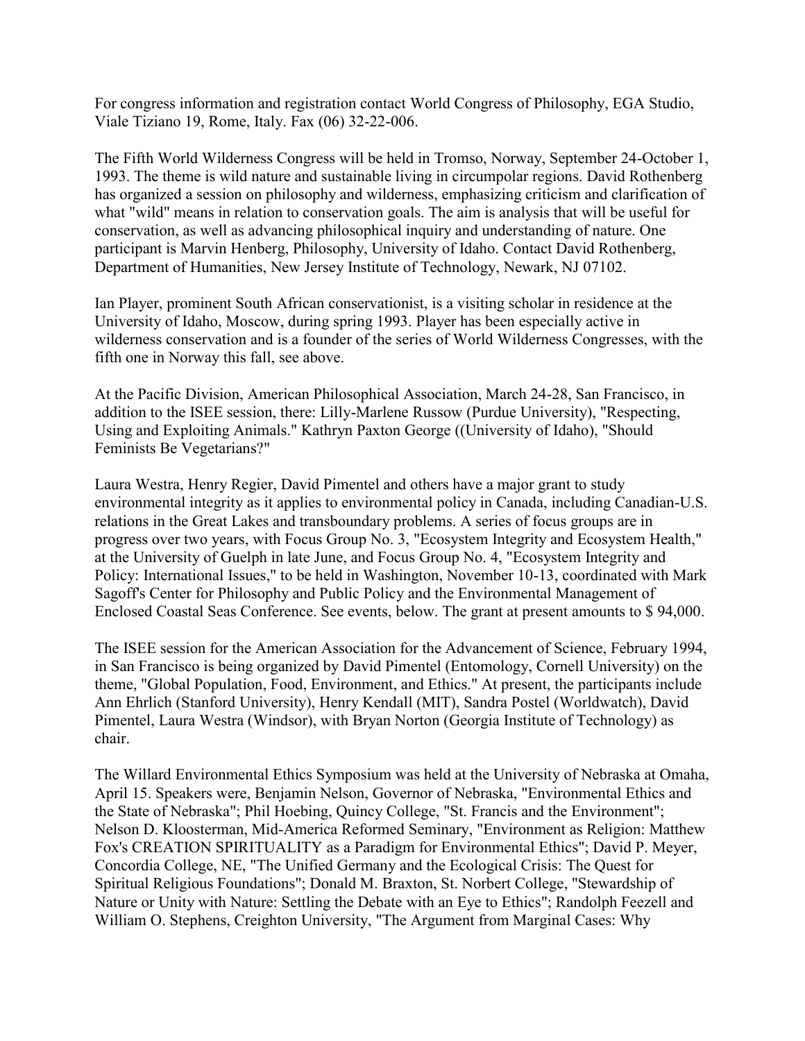For congress information and registration contact World Congress of Philosophy, EGA Studio, Viale Tiziano 19, Rome, Italy. Fax (06) 32-22-006.

The Fifth World Wilderness Congress will be held in Tromso, Norway, September 24-October 1, 1993. The theme is wild nature and sustainable living in circumpolar regions. David Rothenberg has organized a session on philosophy and wilderness, emphasizing criticism and clarification of what "wild" means in relation to conservation goals. The aim is analysis that will be useful for conservation, as well as advancing philosophical inquiry and understanding of nature. One participant is Marvin Henberg, Philosophy, University of Idaho. Contact David Rothenberg, Department of Humanities, New Jersey Institute of Technology, Newark, NJ 07102.

Ian Player, prominent South African conservationist, is a visiting scholar in residence at the University of Idaho, Moscow, during spring 1993. Player has been especially active in wilderness conservation and is a founder of the series of World Wilderness Congresses, with the fifth one in Norway this fall, see above.

At the Pacific Division, American Philosophical Association, March 24-28, San Francisco, in addition to the ISEE session, there: Lilly-Marlene Russow (Purdue University), "Respecting, Using and Exploiting Animals." Kathryn Paxton George ((University of Idaho), "Should Feminists Be Vegetarians?"

Laura Westra, Henry Regier, David Pimentel and others have a major grant to study environmental integrity as it applies to environmental policy in Canada, including Canadian-U.S. relations in the Great Lakes and transboundary problems. A series of focus groups are in progress over two years, with Focus Group No. 3, "Ecosystem Integrity and Ecosystem Health," at the University of Guelph in late June, and Focus Group No. 4, "Ecosystem Integrity and Policy: International Issues," to be held in Washington, November 10-13, coordinated with Mark Sagoff's Center for Philosophy and Public Policy and the Environmental Management of Enclosed Coastal Seas Conference. See events, below. The grant at present amounts to $ 94,000.

The ISEE session for the American Association for the Advancement of Science, February 1994, in San Francisco is being organized by David Pimentel (Entomology, Cornell University) on the theme, "Global Population, Food, Environment, and Ethics." At present, the participants include Ann Ehrlich (Stanford University), Henry Kendall (MIT), Sandra Postel (Worldwatch), David Pimentel, Laura Westra (Windsor), with Bryan Norton (Georgia Institute of Technology) as chair.

The Willard Environmental Ethics Symposium was held at the University of Nebraska at Omaha, April 15. Speakers were, Benjamin Nelson, Governor of Nebraska, "Environmental Ethics and the State of Nebraska"; Phil Hoebing, Quincy College, "St. Francis and the Environment"; Nelson D. Kloosterman, Mid-America Reformed Seminary, "Environment as Religion: Matthew Fox's CREATION SPIRITUALITY as a Paradigm for Environmental Ethics"; David P. Meyer, Concordia College, NE, "The Unified Germany and the Ecological Crisis: The Quest for Spiritual Religious Foundations"; Donald M. Braxton, St. Norbert College, "Stewardship of Nature or Unity with Nature: Settling the Debate with an Eye to Ethics"; Randolph Feezell and William O. Stephens, Creighton University, "The Argument from Marginal Cases: Why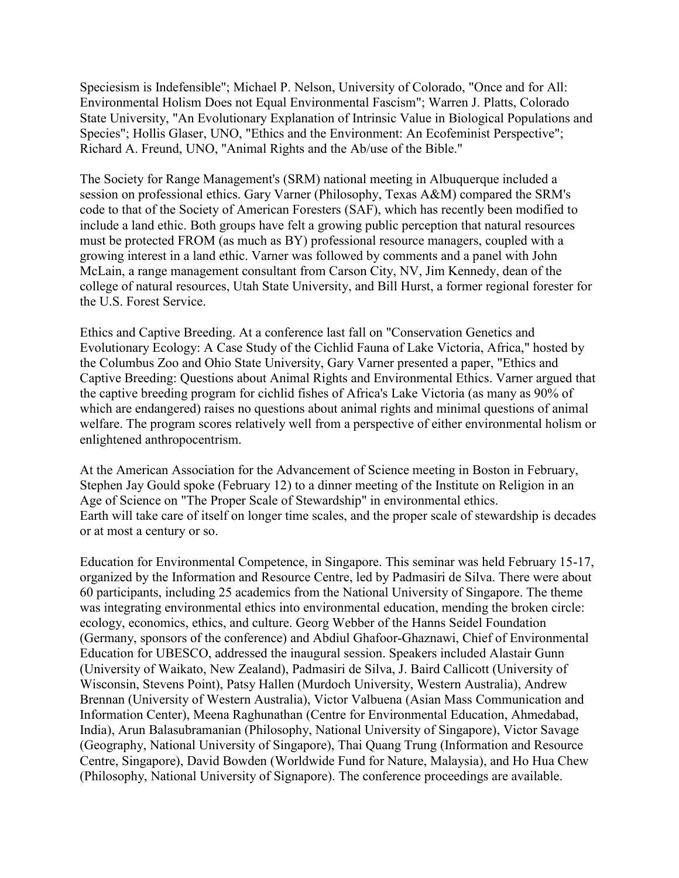Speciesism is Indefensible"; Michael P. Nelson, University of Colorado, "Once and for All: Environmental Holism Does not Equal Environmental Fascism"; Warren J. Platts, Colorado State University, "An Evolutionary Explanation of Intrinsic Value in Biological Populations and Species"; Hollis Glaser, UNO, "Ethics and the Environment: An Ecofeminist Perspective"; Richard A. Freund, UNO, "Animal Rights and the Ab/use of the Bible."

The Society for Range Management's (SRM) national meeting in Albuquerque included a session on professional ethics. Gary Varner (Philosophy, Texas A&M) compared the SRM's code to that of the Society of American Foresters (SAF), which has recently been modified to include a land ethic. Both groups have felt a growing public perception that natural resources must be protected FROM (as much as BY) professional resource managers, coupled with a growing interest in a land ethic. Varner was followed by comments and a panel with John McLain, a range management consultant from Carson City, NV, Jim Kennedy, dean of the college of natural resources, Utah State University, and Bill Hurst, a former regional forester for the U.S. Forest Service.

Ethics and Captive Breeding. At a conference last fall on "Conservation Genetics and Evolutionary Ecology: A Case Study of the Cichlid Fauna of Lake Victoria, Africa," hosted by the Columbus Zoo and Ohio State University, Gary Varner presented a paper, "Ethics and Captive Breeding: Questions about Animal Rights and Environmental Ethics. Varner argued that the captive breeding program for cichlid fishes of Africa's Lake Victoria (as many as 90% of which are endangered) raises no questions about animal rights and minimal questions of animal welfare. The program scores relatively well from a perspective of either environmental holism or enlightened anthropocentrism.

At the American Association for the Advancement of Science meeting in Boston in February, Stephen Jay Gould spoke (February 12) to a dinner meeting of the Institute on Religion in an Age of Science on "The Proper Scale of Stewardship" in environmental ethics.
Earth will take care of itself on longer time scales, and the proper scale of stewardship is decades or at most a century or so.

Education for Environmental Competence, in Singapore. This seminar was held February 15-17, organized by the Information and Resource Centre, led by Padmasiri de Silva. There were about 60 participants, including 25 academics from the National University of Singapore. The theme was integrating environmental ethics into environmental education, mending the broken circle: ecology, economics, ethics, and culture. Georg Webber of the Hanns Seidel Foundation (Germany, sponsors of the conference) and Abdiul Ghafoor-Ghaznawi, Chief of Environmental Education for UBESCO, addressed the inaugural session. Speakers included Alastair Gunn (University of Waikato, New Zealand), Padmasiri de Silva, J. Baird Callicott (University of Wisconsin, Stevens Point), Patsy Hallen (Murdoch University, Western Australia), Andrew Brennan (University of Western Australia), Victor Valbuena (Asian Mass Communication and Information Center), Meena Raghunathan (Centre for Environmental Education, Ahmedabad, India), Arun Balasubramanian (Philosophy, National University of Singapore), Victor Savage (Geography, National University of Singapore), Thai Quang Trung (Information and Resource Centre, Singapore), David Bowden (Worldwide Fund for Nature, Malaysia), and Ho Hua Chew (Philosophy, National University of Signapore). The conference proceedings are available.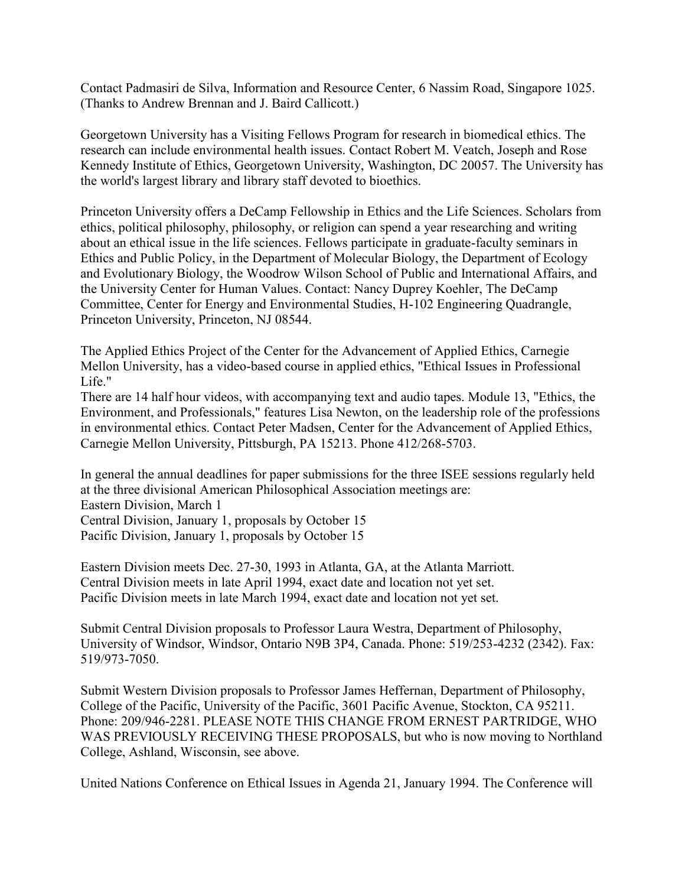Contact Padmasiri de Silva, Information and Resource Center, 6 Nassim Road, Singapore 1025. (Thanks to Andrew Brennan and J. Baird Callicott.)

Georgetown University has a Visiting Fellows Program for research in biomedical ethics. The research can include environmental health issues. Contact Robert M. Veatch, Joseph and Rose Kennedy Institute of Ethics, Georgetown University, Washington, DC 20057. The University has the world's largest library and library staff devoted to bioethics.

Princeton University offers a DeCamp Fellowship in Ethics and the Life Sciences. Scholars from ethics, political philosophy, philosophy, or religion can spend a year researching and writing about an ethical issue in the life sciences. Fellows participate in graduate-faculty seminars in Ethics and Public Policy, in the Department of Molecular Biology, the Department of Ecology and Evolutionary Biology, the Woodrow Wilson School of Public and International Affairs, and the University Center for Human Values. Contact: Nancy Duprey Koehler, The DeCamp Committee, Center for Energy and Environmental Studies, H-102 Engineering Quadrangle, Princeton University, Princeton, NJ 08544.

The Applied Ethics Project of the Center for the Advancement of Applied Ethics, Carnegie Mellon University, has a video-based course in applied ethics, "Ethical Issues in Professional Life."
There are 14 half hour videos, with accompanying text and audio tapes. Module 13, "Ethics, the Environment, and Professionals," features Lisa Newton, on the leadership role of the professions in environmental ethics. Contact Peter Madsen, Center for the Advancement of Applied Ethics, Carnegie Mellon University, Pittsburgh, PA 15213. Phone 412/268-5703.

In general the annual deadlines for paper submissions for the three ISEE sessions regularly held at the three divisional American Philosophical Association meetings are:
Eastern Division, March 1
Central Division, January 1, proposals by October 15
Pacific Division, January 1, proposals by October 15

Eastern Division meets Dec. 27-30, 1993 in Atlanta, GA, at the Atlanta Marriott.
Central Division meets in late April 1994, exact date and location not yet set.
Pacific Division meets in late March 1994, exact date and location not yet set.

Submit Central Division proposals to Professor Laura Westra, Department of Philosophy, University of Windsor, Windsor, Ontario N9B 3P4, Canada. Phone: 519/253-4232 (2342). Fax: 519/973-7050.

Submit Western Division proposals to Professor James Heffernan, Department of Philosophy, College of the Pacific, University of the Pacific, 3601 Pacific Avenue, Stockton, CA 95211. Phone: 209/946-2281. PLEASE NOTE THIS CHANGE FROM ERNEST PARTRIDGE, WHO WAS PREVIOUSLY RECEIVING THESE PROPOSALS, but who is now moving to Northland College, Ashland, Wisconsin, see above.

United Nations Conference on Ethical Issues in Agenda 21, January 1994. The Conference will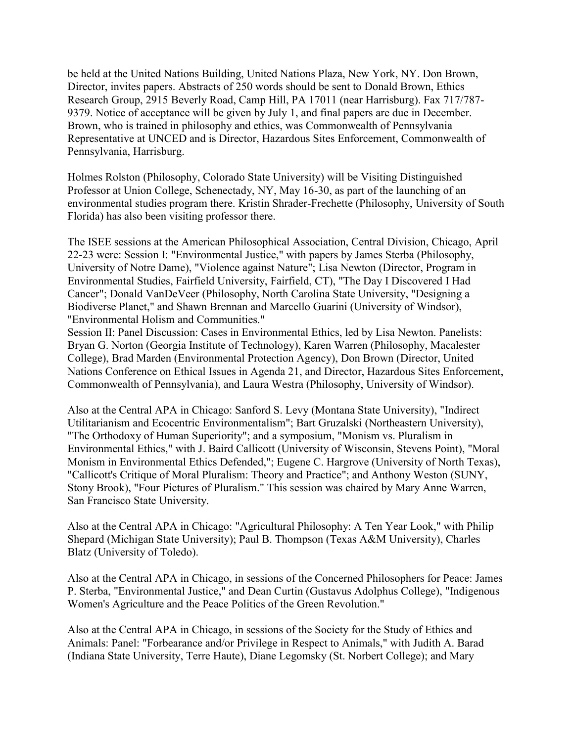be held at the United Nations Building, United Nations Plaza, New York, NY. Don Brown, Director, invites papers. Abstracts of 250 words should be sent to Donald Brown, Ethics Research Group, 2915 Beverly Road, Camp Hill, PA 17011 (near Harrisburg). Fax 717/787-9379. Notice of acceptance will be given by July 1, and final papers are due in December. Brown, who is trained in philosophy and ethics, was Commonwealth of Pennsylvania Representative at UNCED and is Director, Hazardous Sites Enforcement, Commonwealth of Pennsylvania, Harrisburg.

Holmes Rolston (Philosophy, Colorado State University) will be Visiting Distinguished Professor at Union College, Schenectady, NY, May 16-30, as part of the launching of an environmental studies program there. Kristin Shrader-Frechette (Philosophy, University of South Florida) has also been visiting professor there.

The ISEE sessions at the American Philosophical Association, Central Division, Chicago, April 22-23 were: Session I: "Environmental Justice," with papers by James Sterba (Philosophy, University of Notre Dame), "Violence against Nature"; Lisa Newton (Director, Program in Environmental Studies, Fairfield University, Fairfield, CT), "The Day I Discovered I Had Cancer"; Donald VanDeVeer (Philosophy, North Carolina State University, "Designing a Biodiverse Planet," and Shawn Brennan and Marcello Guarini (University of Windsor), "Environmental Holism and Communities."
Session II: Panel Discussion: Cases in Environmental Ethics, led by Lisa Newton. Panelists: Bryan G. Norton (Georgia Institute of Technology), Karen Warren (Philosophy, Macalester College), Brad Marden (Environmental Protection Agency), Don Brown (Director, United Nations Conference on Ethical Issues in Agenda 21, and Director, Hazardous Sites Enforcement, Commonwealth of Pennsylvania), and Laura Westra (Philosophy, University of Windsor).

Also at the Central APA in Chicago: Sanford S. Levy (Montana State University), "Indirect Utilitarianism and Ecocentric Environmentalism"; Bart Gruzalski (Northeastern University), "The Orthodoxy of Human Superiority"; and a symposium, "Monism vs. Pluralism in Environmental Ethics," with J. Baird Callicott (University of Wisconsin, Stevens Point), "Moral Monism in Environmental Ethics Defended,"; Eugene C. Hargrove (University of North Texas), "Callicott's Critique of Moral Pluralism: Theory and Practice"; and Anthony Weston (SUNY, Stony Brook), "Four Pictures of Pluralism." This session was chaired by Mary Anne Warren, San Francisco State University.

Also at the Central APA in Chicago: "Agricultural Philosophy: A Ten Year Look," with Philip Shepard (Michigan State University); Paul B. Thompson (Texas A&M University), Charles Blatz (University of Toledo).

Also at the Central APA in Chicago, in sessions of the Concerned Philosophers for Peace: James P. Sterba, "Environmental Justice," and Dean Curtin (Gustavus Adolphus College), "Indigenous Women's Agriculture and the Peace Politics of the Green Revolution."

Also at the Central APA in Chicago, in sessions of the Society for the Study of Ethics and Animals: Panel: "Forbearance and/or Privilege in Respect to Animals," with Judith A. Barad (Indiana State University, Terre Haute), Diane Legomsky (St. Norbert College); and Mary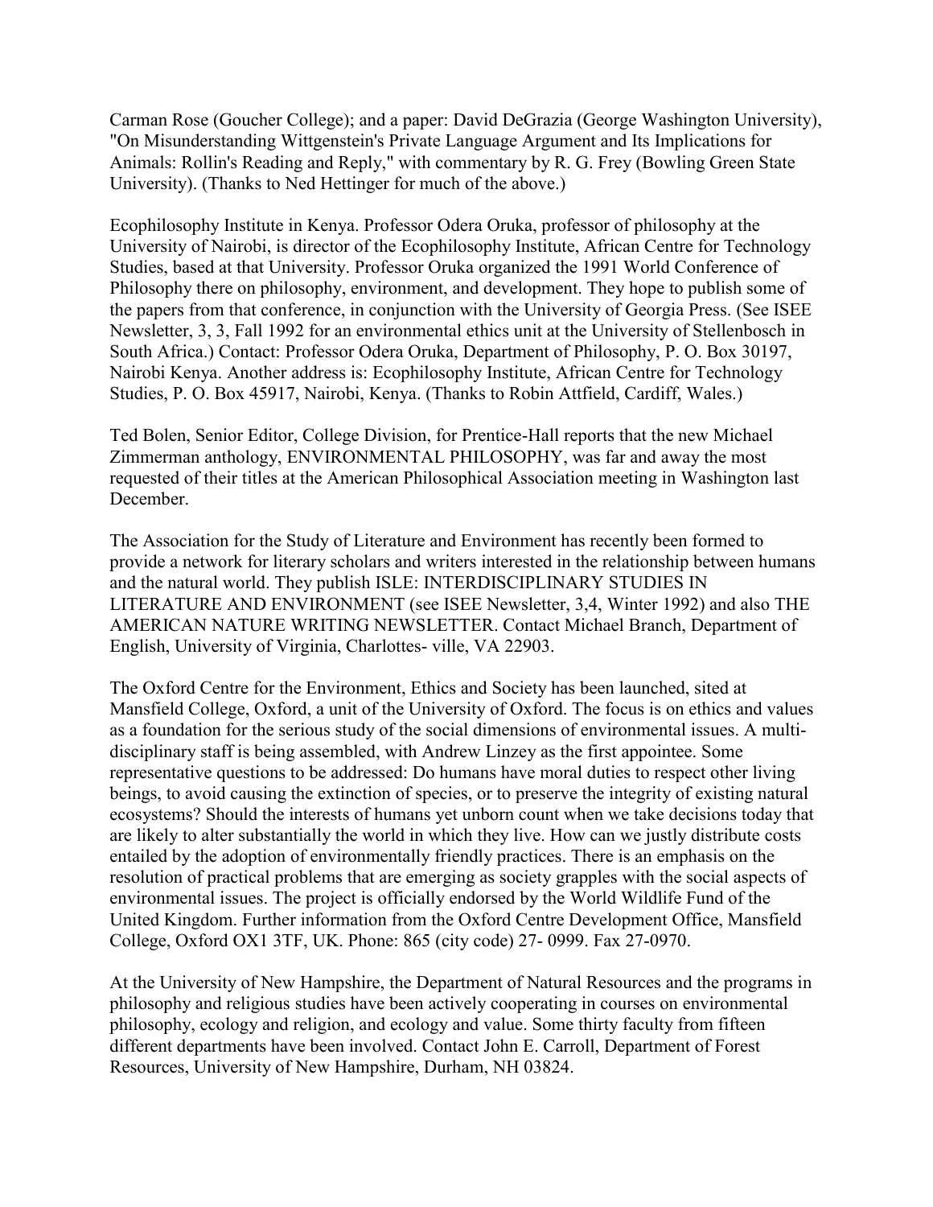Carman Rose (Goucher College); and a paper: David DeGrazia (George Washington University), "On Misunderstanding Wittgenstein's Private Language Argument and Its Implications for Animals: Rollin's Reading and Reply," with commentary by R. G. Frey (Bowling Green State University). (Thanks to Ned Hettinger for much of the above.)

Ecophilosophy Institute in Kenya. Professor Odera Oruka, professor of philosophy at the University of Nairobi, is director of the Ecophilosophy Institute, African Centre for Technology Studies, based at that University. Professor Oruka organized the 1991 World Conference of Philosophy there on philosophy, environment, and development. They hope to publish some of the papers from that conference, in conjunction with the University of Georgia Press. (See ISEE Newsletter, 3, 3, Fall 1992 for an environmental ethics unit at the University of Stellenbosch in South Africa.) Contact: Professor Odera Oruka, Department of Philosophy, P. O. Box 30197, Nairobi Kenya. Another address is: Ecophilosophy Institute, African Centre for Technology Studies, P. O. Box 45917, Nairobi, Kenya. (Thanks to Robin Attfield, Cardiff, Wales.)

Ted Bolen, Senior Editor, College Division, for Prentice-Hall reports that the new Michael Zimmerman anthology, ENVIRONMENTAL PHILOSOPHY, was far and away the most requested of their titles at the American Philosophical Association meeting in Washington last December.

The Association for the Study of Literature and Environment has recently been formed to provide a network for literary scholars and writers interested in the relationship between humans and the natural world. They publish ISLE: INTERDISCIPLINARY STUDIES IN LITERATURE AND ENVIRONMENT (see ISEE Newsletter, 3,4, Winter 1992) and also THE AMERICAN NATURE WRITING NEWSLETTER. Contact Michael Branch, Department of English, University of Virginia, Charlottes- ville, VA 22903.

The Oxford Centre for the Environment, Ethics and Society has been launched, sited at Mansfield College, Oxford, a unit of the University of Oxford. The focus is on ethics and values as a foundation for the serious study of the social dimensions of environmental issues. A multi-disciplinary staff is being assembled, with Andrew Linzey as the first appointee. Some representative questions to be addressed: Do humans have moral duties to respect other living beings, to avoid causing the extinction of species, or to preserve the integrity of existing natural ecosystems? Should the interests of humans yet unborn count when we take decisions today that are likely to alter substantially the world in which they live. How can we justly distribute costs entailed by the adoption of environmentally friendly practices. There is an emphasis on the resolution of practical problems that are emerging as society grapples with the social aspects of environmental issues. The project is officially endorsed by the World Wildlife Fund of the United Kingdom. Further information from the Oxford Centre Development Office, Mansfield College, Oxford OX1 3TF, UK. Phone: 865 (city code) 27- 0999. Fax 27-0970.

At the University of New Hampshire, the Department of Natural Resources and the programs in philosophy and religious studies have been actively cooperating in courses on environmental philosophy, ecology and religion, and ecology and value. Some thirty faculty from fifteen different departments have been involved. Contact John E. Carroll, Department of Forest Resources, University of New Hampshire, Durham, NH 03824.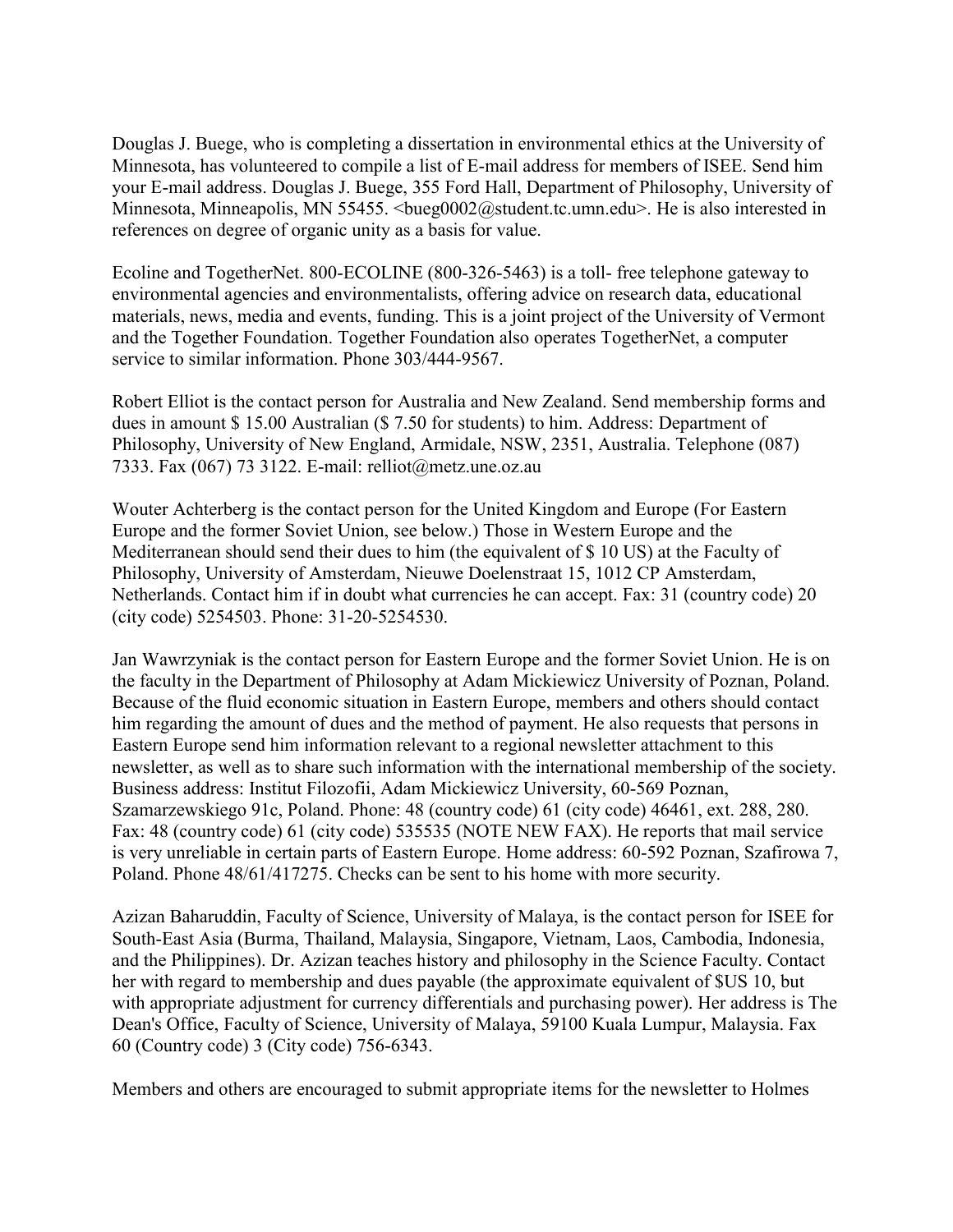Douglas J. Buege, who is completing a dissertation in environmental ethics at the University of Minnesota, has volunteered to compile a list of E-mail address for members of ISEE. Send him your E-mail address. Douglas J. Buege, 355 Ford Hall, Department of Philosophy, University of Minnesota, Minneapolis, MN 55455. <bueg0002@student.tc.umn.edu>. He is also interested in references on degree of organic unity as a basis for value.

Ecoline and TogetherNet. 800-ECOLINE (800-326-5463) is a toll- free telephone gateway to environmental agencies and environmentalists, offering advice on research data, educational materials, news, media and events, funding. This is a joint project of the University of Vermont and the Together Foundation. Together Foundation also operates TogetherNet, a computer service to similar information. Phone 303/444-9567.

Robert Elliot is the contact person for Australia and New Zealand. Send membership forms and dues in amount $ 15.00 Australian ($ 7.50 for students) to him. Address: Department of Philosophy, University of New England, Armidale, NSW, 2351, Australia. Telephone (087) 7333. Fax (067) 73 3122. E-mail: relliot@metz.une.oz.au

Wouter Achterberg is the contact person for the United Kingdom and Europe (For Eastern Europe and the former Soviet Union, see below.) Those in Western Europe and the Mediterranean should send their dues to him (the equivalent of $ 10 US) at the Faculty of Philosophy, University of Amsterdam, Nieuwe Doelenstraat 15, 1012 CP Amsterdam, Netherlands. Contact him if in doubt what currencies he can accept. Fax: 31 (country code) 20 (city code) 5254503. Phone: 31-20-5254530.

Jan Wawrzyniak is the contact person for Eastern Europe and the former Soviet Union. He is on the faculty in the Department of Philosophy at Adam Mickiewicz University of Poznan, Poland. Because of the fluid economic situation in Eastern Europe, members and others should contact him regarding the amount of dues and the method of payment. He also requests that persons in Eastern Europe send him information relevant to a regional newsletter attachment to this newsletter, as well as to share such information with the international membership of the society. Business address: Institut Filozofii, Adam Mickiewicz University, 60-569 Poznan, Szamarzewskiego 91c, Poland. Phone: 48 (country code) 61 (city code) 46461, ext. 288, 280. Fax: 48 (country code) 61 (city code) 535535 (NOTE NEW FAX). He reports that mail service is very unreliable in certain parts of Eastern Europe. Home address: 60-592 Poznan, Szafirowa 7, Poland. Phone 48/61/417275. Checks can be sent to his home with more security.

Azizan Baharuddin, Faculty of Science, University of Malaya, is the contact person for ISEE for South-East Asia (Burma, Thailand, Malaysia, Singapore, Vietnam, Laos, Cambodia, Indonesia, and the Philippines). Dr. Azizan teaches history and philosophy in the Science Faculty. Contact her with regard to membership and dues payable (the approximate equivalent of $US 10, but with appropriate adjustment for currency differentials and purchasing power). Her address is The Dean's Office, Faculty of Science, University of Malaya, 59100 Kuala Lumpur, Malaysia. Fax 60 (Country code) 3 (City code) 756-6343.

Members and others are encouraged to submit appropriate items for the newsletter to Holmes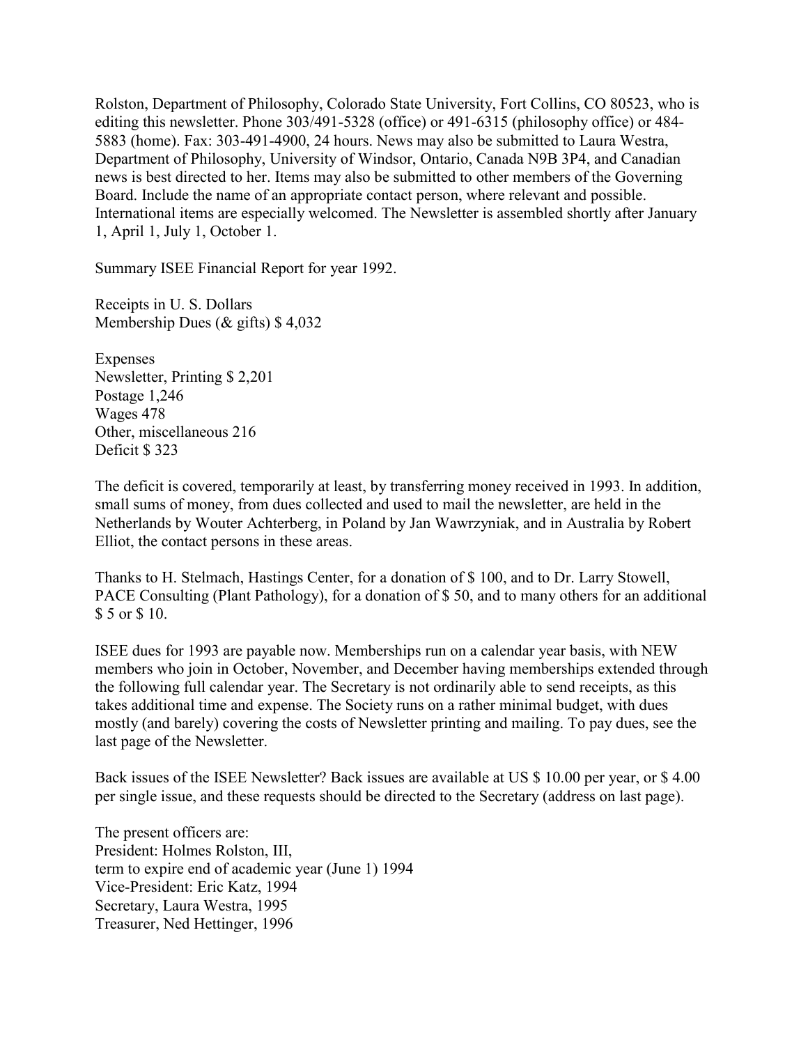Rolston, Department of Philosophy, Colorado State University, Fort Collins, CO 80523, who is editing this newsletter. Phone 303/491-5328 (office) or 491-6315 (philosophy office) or 484-5883 (home). Fax: 303-491-4900, 24 hours. News may also be submitted to Laura Westra, Department of Philosophy, University of Windsor, Ontario, Canada N9B 3P4, and Canadian news is best directed to her. Items may also be submitted to other members of the Governing Board. Include the name of an appropriate contact person, where relevant and possible. International items are especially welcomed. The Newsletter is assembled shortly after January 1, April 1, July 1, October 1.

Summary ISEE Financial Report for year 1992.

Receipts in U. S. Dollars
Membership Dues (& gifts) $ 4,032

Expenses
Newsletter, Printing $ 2,201
Postage 1,246
Wages 478
Other, miscellaneous 216
Deficit $ 323

The deficit is covered, temporarily at least, by transferring money received in 1993. In addition, small sums of money, from dues collected and used to mail the newsletter, are held in the Netherlands by Wouter Achterberg, in Poland by Jan Wawrzyniak, and in Australia by Robert Elliot, the contact persons in these areas.

Thanks to H. Stelmach, Hastings Center, for a donation of $ 100, and to Dr. Larry Stowell, PACE Consulting (Plant Pathology), for a donation of $ 50, and to many others for an additional $ 5 or $ 10.

ISEE dues for 1993 are payable now. Memberships run on a calendar year basis, with NEW members who join in October, November, and December having memberships extended through the following full calendar year. The Secretary is not ordinarily able to send receipts, as this takes additional time and expense. The Society runs on a rather minimal budget, with dues mostly (and barely) covering the costs of Newsletter printing and mailing. To pay dues, see the last page of the Newsletter.

Back issues of the ISEE Newsletter? Back issues are available at US $ 10.00 per year, or $ 4.00 per single issue, and these requests should be directed to the Secretary (address on last page).

The present officers are:
President: Holmes Rolston, III,
term to expire end of academic year (June 1) 1994
Vice-President: Eric Katz, 1994
Secretary, Laura Westra, 1995
Treasurer, Ned Hettinger, 1996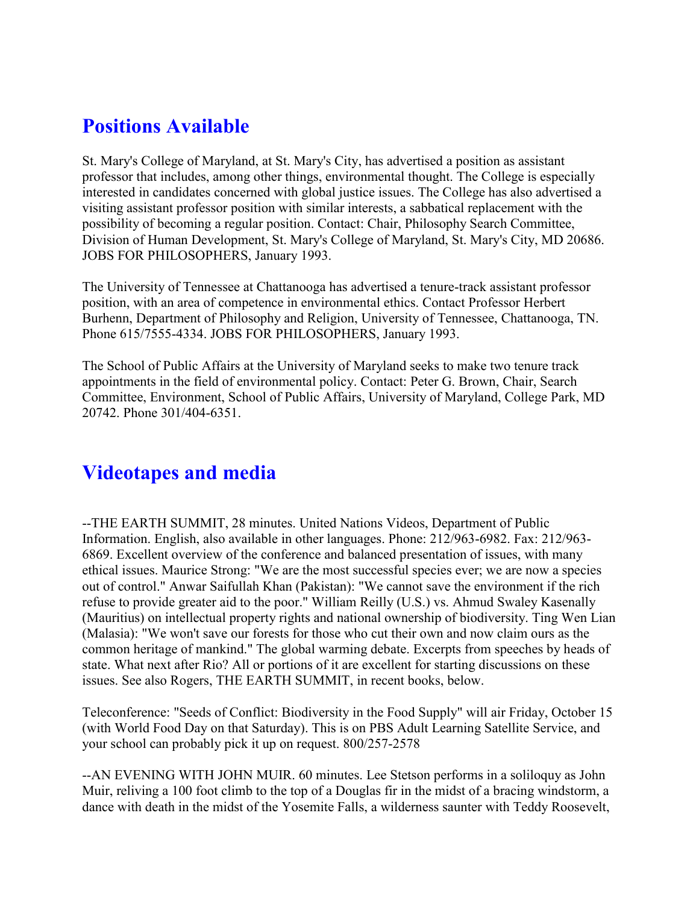## Positions Available

St. Mary's College of Maryland, at St. Mary's City, has advertised a position as assistant professor that includes, among other things, environmental thought. The College is especially interested in candidates concerned with global justice issues. The College has also advertised a visiting assistant professor position with similar interests, a sabbatical replacement with the possibility of becoming a regular position. Contact: Chair, Philosophy Search Committee, Division of Human Development, St. Mary's College of Maryland, St. Mary's City, MD 20686. JOBS FOR PHILOSOPHERS, January 1993.

The University of Tennessee at Chattanooga has advertised a tenure-track assistant professor position, with an area of competence in environmental ethics. Contact Professor Herbert Burhenn, Department of Philosophy and Religion, University of Tennessee, Chattanooga, TN. Phone 615/7555-4334. JOBS FOR PHILOSOPHERS, January 1993.

The School of Public Affairs at the University of Maryland seeks to make two tenure track appointments in the field of environmental policy. Contact: Peter G. Brown, Chair, Search Committee, Environment, School of Public Affairs, University of Maryland, College Park, MD 20742. Phone 301/404-6351.

## Videotapes and media

--THE EARTH SUMMIT, 28 minutes. United Nations Videos, Department of Public Information. English, also available in other languages. Phone: 212/963-6982. Fax: 212/963-6869. Excellent overview of the conference and balanced presentation of issues, with many ethical issues. Maurice Strong: "We are the most successful species ever; we are now a species out of control." Anwar Saifullah Khan (Pakistan): "We cannot save the environment if the rich refuse to provide greater aid to the poor." William Reilly (U.S.) vs. Ahmud Swaley Kasenally (Mauritius) on intellectual property rights and national ownership of biodiversity. Ting Wen Lian (Malasia): "We won't save our forests for those who cut their own and now claim ours as the common heritage of mankind." The global warming debate. Excerpts from speeches by heads of state. What next after Rio? All or portions of it are excellent for starting discussions on these issues. See also Rogers, THE EARTH SUMMIT, in recent books, below.

Teleconference: "Seeds of Conflict: Biodiversity in the Food Supply" will air Friday, October 15 (with World Food Day on that Saturday). This is on PBS Adult Learning Satellite Service, and your school can probably pick it up on request. 800/257-2578

--AN EVENING WITH JOHN MUIR. 60 minutes. Lee Stetson performs in a soliloquy as John Muir, reliving a 100 foot climb to the top of a Douglas fir in the midst of a bracing windstorm, a dance with death in the midst of the Yosemite Falls, a wilderness saunter with Teddy Roosevelt,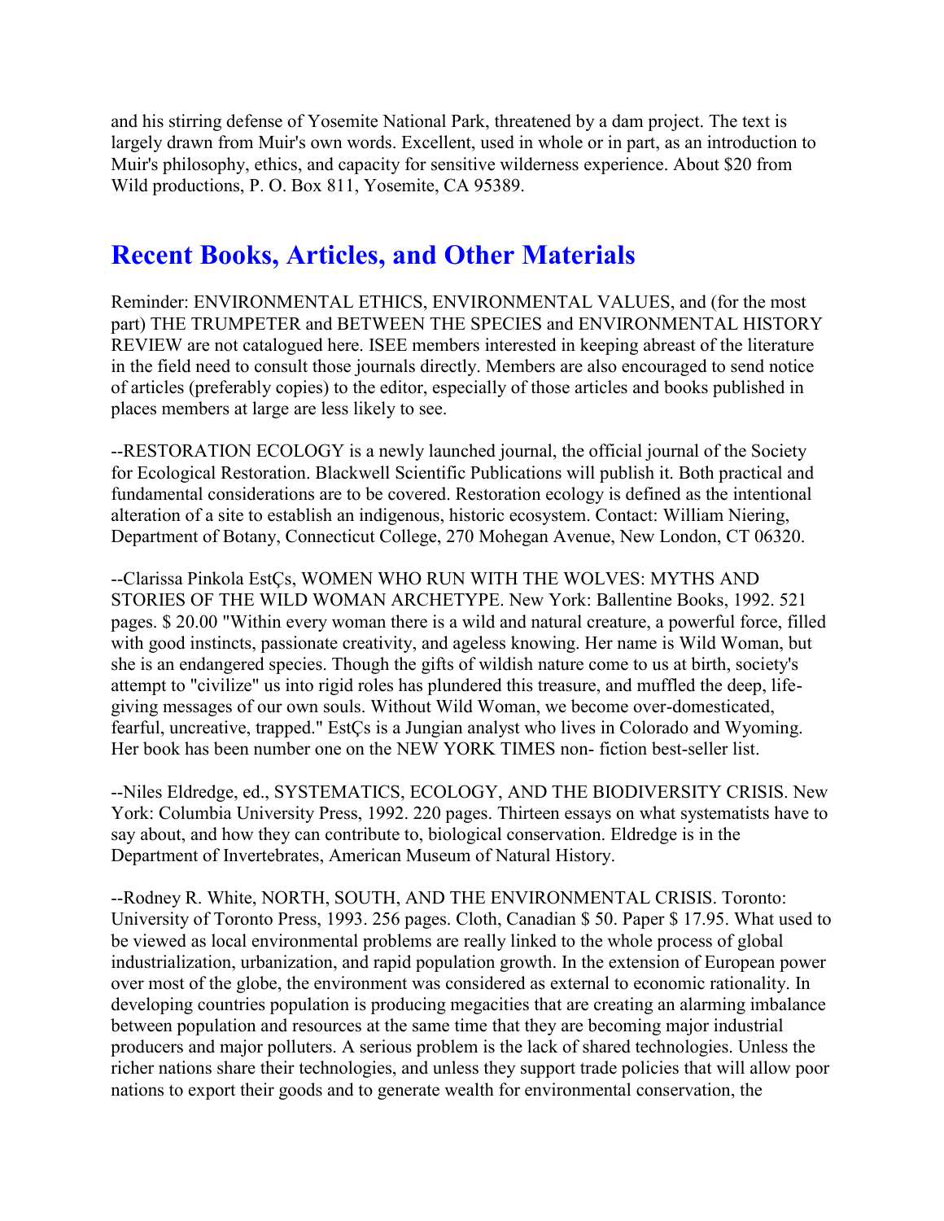and his stirring defense of Yosemite National Park, threatened by a dam project. The text is largely drawn from Muir's own words. Excellent, used in whole or in part, as an introduction to Muir's philosophy, ethics, and capacity for sensitive wilderness experience. About $20 from Wild productions, P. O. Box 811, Yosemite, CA 95389.

## Recent Books, Articles, and Other Materials

Reminder: ENVIRONMENTAL ETHICS, ENVIRONMENTAL VALUES, and (for the most part) THE TRUMPETER and BETWEEN THE SPECIES and ENVIRONMENTAL HISTORY REVIEW are not catalogued here. ISEE members interested in keeping abreast of the literature in the field need to consult those journals directly. Members are also encouraged to send notice of articles (preferably copies) to the editor, especially of those articles and books published in places members at large are less likely to see.

--RESTORATION ECOLOGY is a newly launched journal, the official journal of the Society for Ecological Restoration. Blackwell Scientific Publications will publish it. Both practical and fundamental considerations are to be covered. Restoration ecology is defined as the intentional alteration of a site to establish an indigenous, historic ecosystem. Contact: William Niering, Department of Botany, Connecticut College, 270 Mohegan Avenue, New London, CT 06320.

--Clarissa Pinkola EstÇs, WOMEN WHO RUN WITH THE WOLVES: MYTHS AND STORIES OF THE WILD WOMAN ARCHETYPE. New York: Ballentine Books, 1992. 521 pages. $ 20.00 "Within every woman there is a wild and natural creature, a powerful force, filled with good instincts, passionate creativity, and ageless knowing. Her name is Wild Woman, but she is an endangered species. Though the gifts of wildish nature come to us at birth, society's attempt to "civilize" us into rigid roles has plundered this treasure, and muffled the deep, life-giving messages of our own souls. Without Wild Woman, we become over-domesticated, fearful, uncreative, trapped." EstÇs is a Jungian analyst who lives in Colorado and Wyoming. Her book has been number one on the NEW YORK TIMES non- fiction best-seller list.

--Niles Eldredge, ed., SYSTEMATICS, ECOLOGY, AND THE BIODIVERSITY CRISIS. New York: Columbia University Press, 1992. 220 pages. Thirteen essays on what systematists have to say about, and how they can contribute to, biological conservation. Eldredge is in the Department of Invertebrates, American Museum of Natural History.

--Rodney R. White, NORTH, SOUTH, AND THE ENVIRONMENTAL CRISIS. Toronto: University of Toronto Press, 1993. 256 pages. Cloth, Canadian $ 50. Paper $ 17.95. What used to be viewed as local environmental problems are really linked to the whole process of global industrialization, urbanization, and rapid population growth. In the extension of European power over most of the globe, the environment was considered as external to economic rationality. In developing countries population is producing megacities that are creating an alarming imbalance between population and resources at the same time that they are becoming major industrial producers and major polluters. A serious problem is the lack of shared technologies. Unless the richer nations share their technologies, and unless they support trade policies that will allow poor nations to export their goods and to generate wealth for environmental conservation, the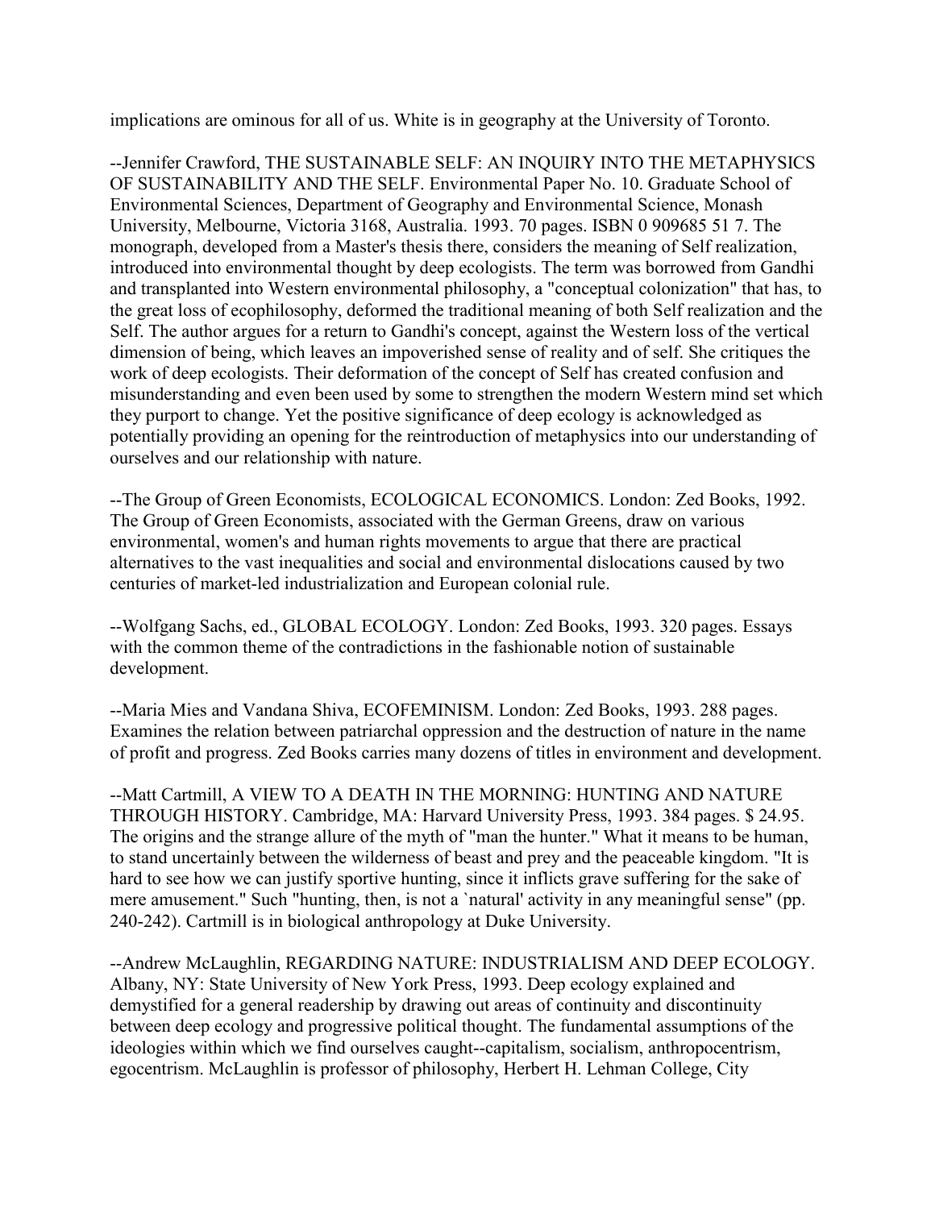implications are ominous for all of us. White is in geography at the University of Toronto.

--Jennifer Crawford, THE SUSTAINABLE SELF: AN INQUIRY INTO THE METAPHYSICS OF SUSTAINABILITY AND THE SELF. Environmental Paper No. 10. Graduate School of Environmental Sciences, Department of Geography and Environmental Science, Monash University, Melbourne, Victoria 3168, Australia. 1993. 70 pages. ISBN 0 909685 51 7. The monograph, developed from a Master's thesis there, considers the meaning of Self realization, introduced into environmental thought by deep ecologists. The term was borrowed from Gandhi and transplanted into Western environmental philosophy, a "conceptual colonization" that has, to the great loss of ecophilosophy, deformed the traditional meaning of both Self realization and the Self. The author argues for a return to Gandhi's concept, against the Western loss of the vertical dimension of being, which leaves an impoverished sense of reality and of self. She critiques the work of deep ecologists. Their deformation of the concept of Self has created confusion and misunderstanding and even been used by some to strengthen the modern Western mind set which they purport to change. Yet the positive significance of deep ecology is acknowledged as potentially providing an opening for the reintroduction of metaphysics into our understanding of ourselves and our relationship with nature.

--The Group of Green Economists, ECOLOGICAL ECONOMICS. London: Zed Books, 1992. The Group of Green Economists, associated with the German Greens, draw on various environmental, women's and human rights movements to argue that there are practical alternatives to the vast inequalities and social and environmental dislocations caused by two centuries of market-led industrialization and European colonial rule.

--Wolfgang Sachs, ed., GLOBAL ECOLOGY. London: Zed Books, 1993. 320 pages. Essays with the common theme of the contradictions in the fashionable notion of sustainable development.

--Maria Mies and Vandana Shiva, ECOFEMINISM. London: Zed Books, 1993. 288 pages. Examines the relation between patriarchal oppression and the destruction of nature in the name of profit and progress. Zed Books carries many dozens of titles in environment and development.

--Matt Cartmill, A VIEW TO A DEATH IN THE MORNING: HUNTING AND NATURE THROUGH HISTORY. Cambridge, MA: Harvard University Press, 1993. 384 pages. $ 24.95. The origins and the strange allure of the myth of "man the hunter." What it means to be human, to stand uncertainly between the wilderness of beast and prey and the peaceable kingdom. "It is hard to see how we can justify sportive hunting, since it inflicts grave suffering for the sake of mere amusement." Such "hunting, then, is not a `natural' activity in any meaningful sense" (pp. 240-242). Cartmill is in biological anthropology at Duke University.

--Andrew McLaughlin, REGARDING NATURE: INDUSTRIALISM AND DEEP ECOLOGY. Albany, NY: State University of New York Press, 1993. Deep ecology explained and demystified for a general readership by drawing out areas of continuity and discontinuity between deep ecology and progressive political thought. The fundamental assumptions of the ideologies within which we find ourselves caught--capitalism, socialism, anthropocentrism, egocentrism. McLaughlin is professor of philosophy, Herbert H. Lehman College, City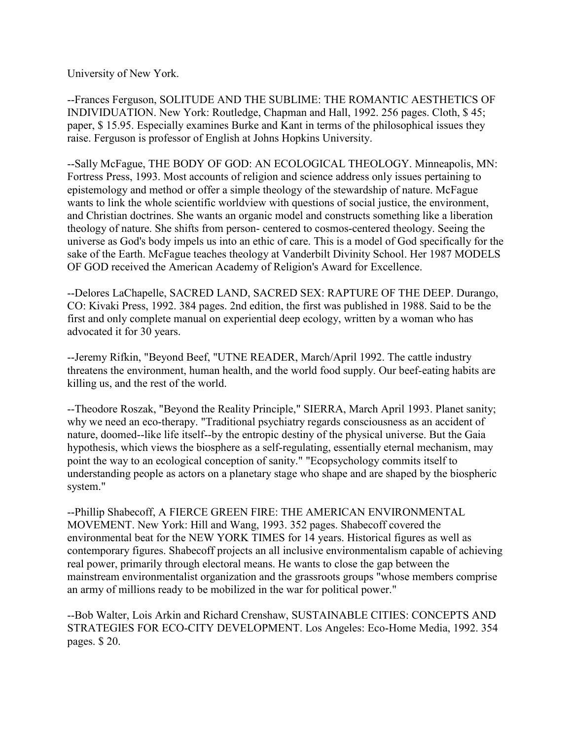University of New York.

--Frances Ferguson, SOLITUDE AND THE SUBLIME: THE ROMANTIC AESTHETICS OF INDIVIDUATION. New York: Routledge, Chapman and Hall, 1992. 256 pages. Cloth, $ 45; paper, $ 15.95. Especially examines Burke and Kant in terms of the philosophical issues they raise. Ferguson is professor of English at Johns Hopkins University.

--Sally McFague, THE BODY OF GOD: AN ECOLOGICAL THEOLOGY. Minneapolis, MN: Fortress Press, 1993. Most accounts of religion and science address only issues pertaining to epistemology and method or offer a simple theology of the stewardship of nature. McFague wants to link the whole scientific worldview with questions of social justice, the environment, and Christian doctrines. She wants an organic model and constructs something like a liberation theology of nature. She shifts from person- centered to cosmos-centered theology. Seeing the universe as God's body impels us into an ethic of care. This is a model of God specifically for the sake of the Earth. McFague teaches theology at Vanderbilt Divinity School. Her 1987 MODELS OF GOD received the American Academy of Religion's Award for Excellence.

--Delores LaChapelle, SACRED LAND, SACRED SEX: RAPTURE OF THE DEEP. Durango, CO: Kivaki Press, 1992. 384 pages. 2nd edition, the first was published in 1988. Said to be the first and only complete manual on experiential deep ecology, written by a woman who has advocated it for 30 years.

--Jeremy Rifkin, "Beyond Beef, "UTNE READER, March/April 1992. The cattle industry threatens the environment, human health, and the world food supply. Our beef-eating habits are killing us, and the rest of the world.

--Theodore Roszak, "Beyond the Reality Principle," SIERRA, March April 1993. Planet sanity; why we need an eco-therapy. "Traditional psychiatry regards consciousness as an accident of nature, doomed--like life itself--by the entropic destiny of the physical universe. But the Gaia hypothesis, which views the biosphere as a self-regulating, essentially eternal mechanism, may point the way to an ecological conception of sanity." "Ecopsychology commits itself to understanding people as actors on a planetary stage who shape and are shaped by the biospheric system."

--Phillip Shabecoff, A FIERCE GREEN FIRE: THE AMERICAN ENVIRONMENTAL MOVEMENT. New York: Hill and Wang, 1993. 352 pages. Shabecoff covered the environmental beat for the NEW YORK TIMES for 14 years. Historical figures as well as contemporary figures. Shabecoff projects an all inclusive environmentalism capable of achieving real power, primarily through electoral means. He wants to close the gap between the mainstream environmentalist organization and the grassroots groups "whose members comprise an army of millions ready to be mobilized in the war for political power."

--Bob Walter, Lois Arkin and Richard Crenshaw, SUSTAINABLE CITIES: CONCEPTS AND STRATEGIES FOR ECO-CITY DEVELOPMENT. Los Angeles: Eco-Home Media, 1992. 354 pages. $ 20.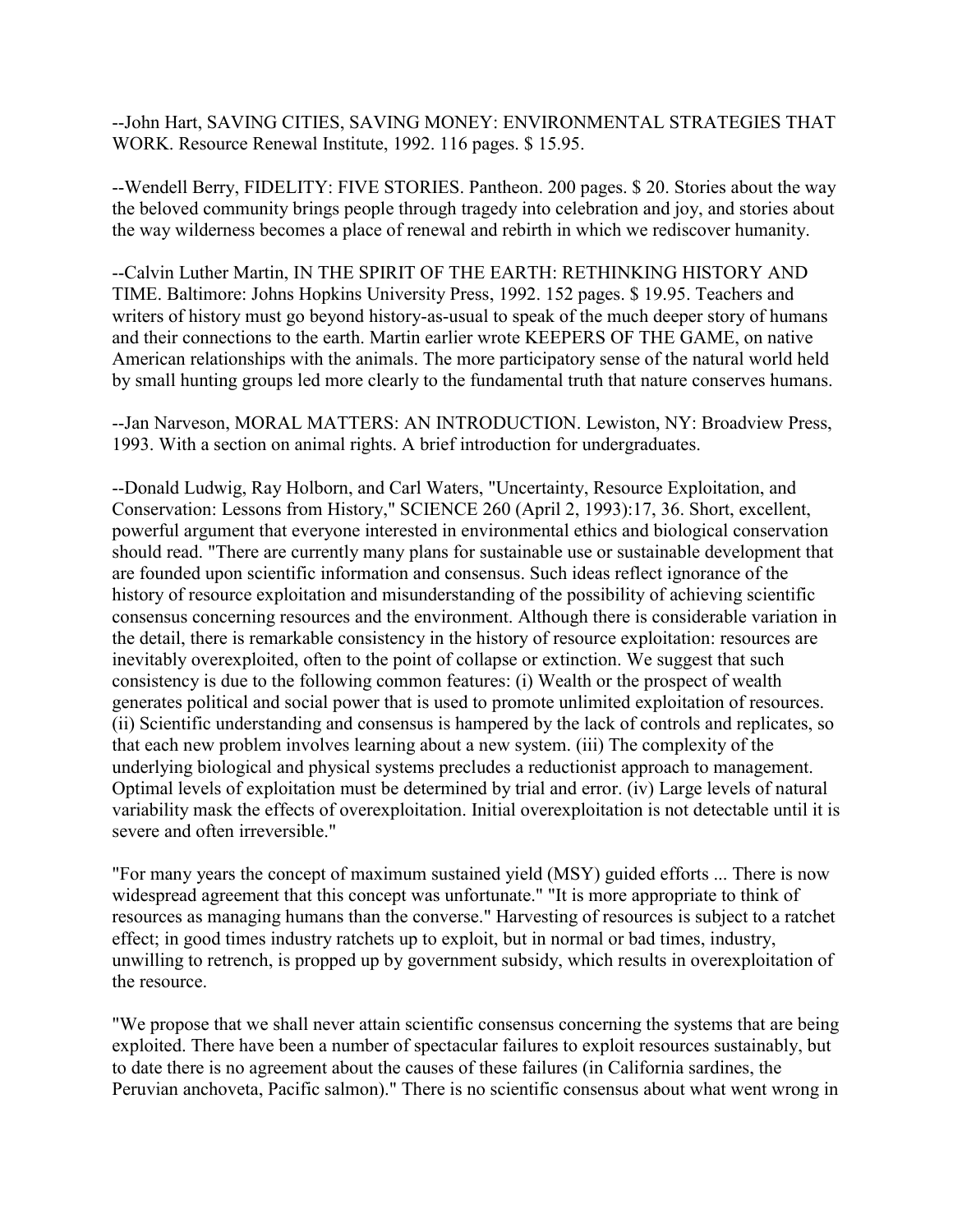--John Hart, SAVING CITIES, SAVING MONEY: ENVIRONMENTAL STRATEGIES THAT WORK. Resource Renewal Institute, 1992. 116 pages. $ 15.95.

--Wendell Berry, FIDELITY: FIVE STORIES. Pantheon. 200 pages. $ 20. Stories about the way the beloved community brings people through tragedy into celebration and joy, and stories about the way wilderness becomes a place of renewal and rebirth in which we rediscover humanity.

--Calvin Luther Martin, IN THE SPIRIT OF THE EARTH: RETHINKING HISTORY AND TIME. Baltimore: Johns Hopkins University Press, 1992. 152 pages. $ 19.95. Teachers and writers of history must go beyond history-as-usual to speak of the much deeper story of humans and their connections to the earth. Martin earlier wrote KEEPERS OF THE GAME, on native American relationships with the animals. The more participatory sense of the natural world held by small hunting groups led more clearly to the fundamental truth that nature conserves humans.

--Jan Narveson, MORAL MATTERS: AN INTRODUCTION. Lewiston, NY: Broadview Press, 1993. With a section on animal rights. A brief introduction for undergraduates.

--Donald Ludwig, Ray Holborn, and Carl Waters, "Uncertainty, Resource Exploitation, and Conservation: Lessons from History," SCIENCE 260 (April 2, 1993):17, 36. Short, excellent, powerful argument that everyone interested in environmental ethics and biological conservation should read. "There are currently many plans for sustainable use or sustainable development that are founded upon scientific information and consensus. Such ideas reflect ignorance of the history of resource exploitation and misunderstanding of the possibility of achieving scientific consensus concerning resources and the environment. Although there is considerable variation in the detail, there is remarkable consistency in the history of resource exploitation: resources are inevitably overexploited, often to the point of collapse or extinction. We suggest that such consistency is due to the following common features: (i) Wealth or the prospect of wealth generates political and social power that is used to promote unlimited exploitation of resources. (ii) Scientific understanding and consensus is hampered by the lack of controls and replicates, so that each new problem involves learning about a new system. (iii) The complexity of the underlying biological and physical systems precludes a reductionist approach to management. Optimal levels of exploitation must be determined by trial and error. (iv) Large levels of natural variability mask the effects of overexploitation. Initial overexploitation is not detectable until it is severe and often irreversible."

"For many years the concept of maximum sustained yield (MSY) guided efforts ... There is now widespread agreement that this concept was unfortunate." "It is more appropriate to think of resources as managing humans than the converse." Harvesting of resources is subject to a ratchet effect; in good times industry ratchets up to exploit, but in normal or bad times, industry, unwilling to retrench, is propped up by government subsidy, which results in overexploitation of the resource.

"We propose that we shall never attain scientific consensus concerning the systems that are being exploited. There have been a number of spectacular failures to exploit resources sustainably, but to date there is no agreement about the causes of these failures (in California sardines, the Peruvian anchoveta, Pacific salmon)." There is no scientific consensus about what went wrong in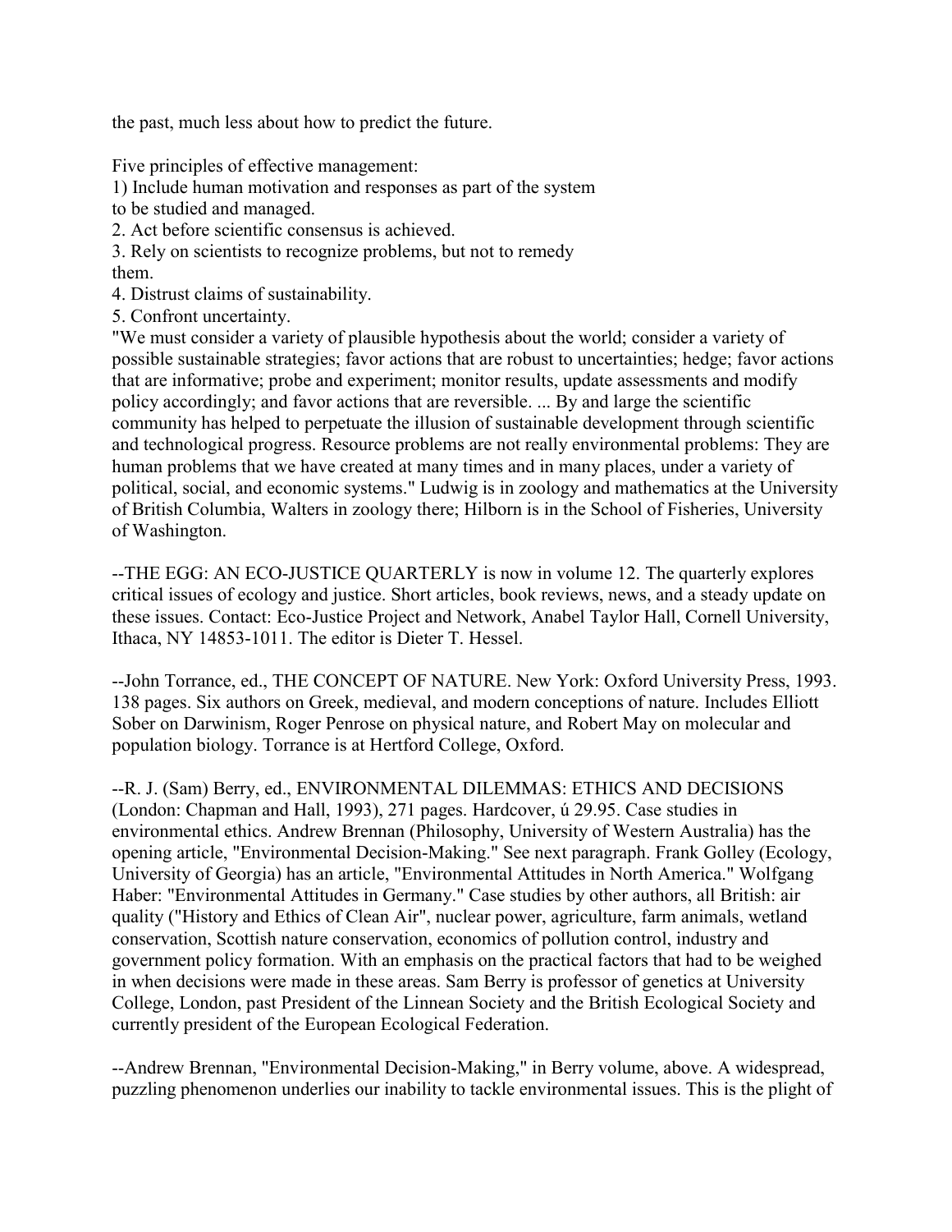the past, much less about how to predict the future.

Five principles of effective management:
1) Include human motivation and responses as part of the system to be studied and managed.
2. Act before scientific consensus is achieved.
3. Rely on scientists to recognize problems, but not to remedy them.
4. Distrust claims of sustainability.
5. Confront uncertainty.

"We must consider a variety of plausible hypothesis about the world; consider a variety of possible sustainable strategies; favor actions that are robust to uncertainties; hedge; favor actions that are informative; probe and experiment; monitor results, update assessments and modify policy accordingly; and favor actions that are reversible. ... By and large the scientific community has helped to perpetuate the illusion of sustainable development through scientific and technological progress. Resource problems are not really environmental problems: They are human problems that we have created at many times and in many places, under a variety of political, social, and economic systems." Ludwig is in zoology and mathematics at the University of British Columbia, Walters in zoology there; Hilborn is in the School of Fisheries, University of Washington.

--THE EGG: AN ECO-JUSTICE QUARTERLY is now in volume 12. The quarterly explores critical issues of ecology and justice. Short articles, book reviews, news, and a steady update on these issues. Contact: Eco-Justice Project and Network, Anabel Taylor Hall, Cornell University, Ithaca, NY 14853-1011. The editor is Dieter T. Hessel.

--John Torrance, ed., THE CONCEPT OF NATURE. New York: Oxford University Press, 1993. 138 pages. Six authors on Greek, medieval, and modern conceptions of nature. Includes Elliott Sober on Darwinism, Roger Penrose on physical nature, and Robert May on molecular and population biology. Torrance is at Hertford College, Oxford.

--R. J. (Sam) Berry, ed., ENVIRONMENTAL DILEMMAS: ETHICS AND DECISIONS (London: Chapman and Hall, 1993), 271 pages. Hardcover, ú 29.95. Case studies in environmental ethics. Andrew Brennan (Philosophy, University of Western Australia) has the opening article, "Environmental Decision-Making." See next paragraph. Frank Golley (Ecology, University of Georgia) has an article, "Environmental Attitudes in North America." Wolfgang Haber: "Environmental Attitudes in Germany." Case studies by other authors, all British: air quality ("History and Ethics of Clean Air", nuclear power, agriculture, farm animals, wetland conservation, Scottish nature conservation, economics of pollution control, industry and government policy formation. With an emphasis on the practical factors that had to be weighed in when decisions were made in these areas. Sam Berry is professor of genetics at University College, London, past President of the Linnean Society and the British Ecological Society and currently president of the European Ecological Federation.

--Andrew Brennan, "Environmental Decision-Making," in Berry volume, above. A widespread, puzzling phenomenon underlies our inability to tackle environmental issues. This is the plight of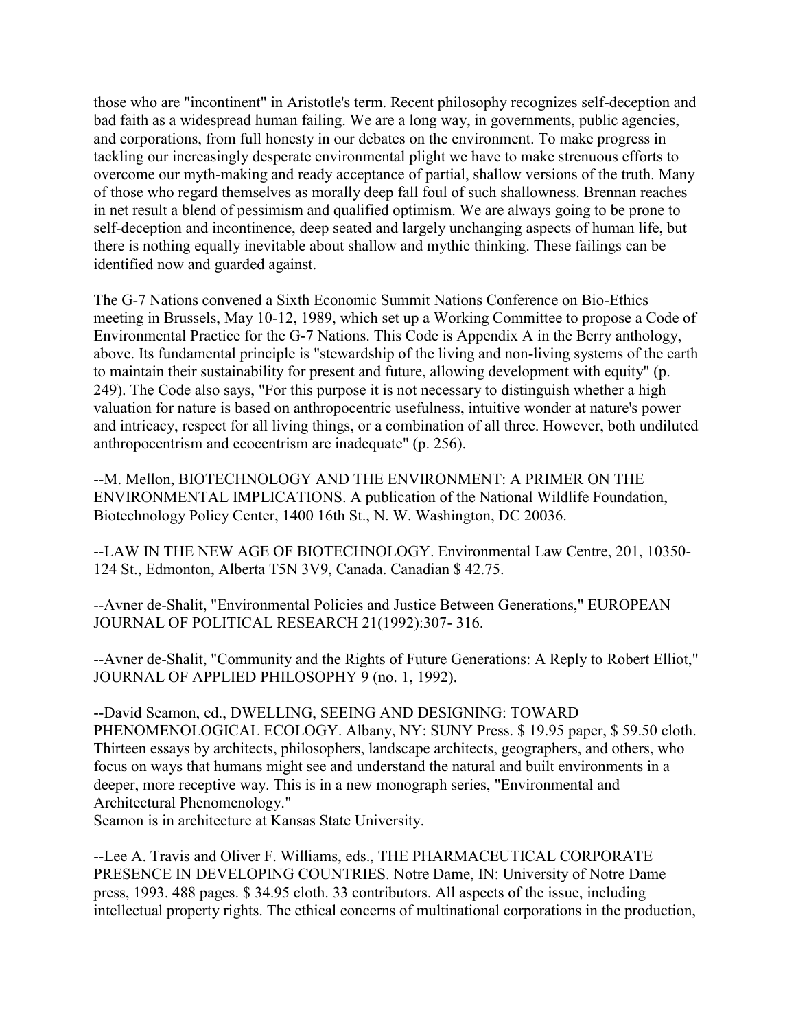those who are "incontinent" in Aristotle's term. Recent philosophy recognizes self-deception and bad faith as a widespread human failing. We are a long way, in governments, public agencies, and corporations, from full honesty in our debates on the environment. To make progress in tackling our increasingly desperate environmental plight we have to make strenuous efforts to overcome our myth-making and ready acceptance of partial, shallow versions of the truth. Many of those who regard themselves as morally deep fall foul of such shallowness. Brennan reaches in net result a blend of pessimism and qualified optimism. We are always going to be prone to self-deception and incontinence, deep seated and largely unchanging aspects of human life, but there is nothing equally inevitable about shallow and mythic thinking. These failings can be identified now and guarded against.

The G-7 Nations convened a Sixth Economic Summit Nations Conference on Bio-Ethics meeting in Brussels, May 10-12, 1989, which set up a Working Committee to propose a Code of Environmental Practice for the G-7 Nations. This Code is Appendix A in the Berry anthology, above. Its fundamental principle is "stewardship of the living and non-living systems of the earth to maintain their sustainability for present and future, allowing development with equity" (p. 249). The Code also says, "For this purpose it is not necessary to distinguish whether a high valuation for nature is based on anthropocentric usefulness, intuitive wonder at nature's power and intricacy, respect for all living things, or a combination of all three. However, both undiluted anthropocentrism and ecocentrism are inadequate" (p. 256).

--M. Mellon, BIOTECHNOLOGY AND THE ENVIRONMENT: A PRIMER ON THE ENVIRONMENTAL IMPLICATIONS. A publication of the National Wildlife Foundation, Biotechnology Policy Center, 1400 16th St., N. W. Washington, DC 20036.

--LAW IN THE NEW AGE OF BIOTECHNOLOGY. Environmental Law Centre, 201, 10350-124 St., Edmonton, Alberta T5N 3V9, Canada. Canadian $ 42.75.

--Avner de-Shalit, "Environmental Policies and Justice Between Generations," EUROPEAN JOURNAL OF POLITICAL RESEARCH 21(1992):307- 316.

--Avner de-Shalit, "Community and the Rights of Future Generations: A Reply to Robert Elliot," JOURNAL OF APPLIED PHILOSOPHY 9 (no. 1, 1992).

--David Seamon, ed., DWELLING, SEEING AND DESIGNING: TOWARD PHENOMENOLOGICAL ECOLOGY. Albany, NY: SUNY Press. $ 19.95 paper, $ 59.50 cloth. Thirteen essays by architects, philosophers, landscape architects, geographers, and others, who focus on ways that humans might see and understand the natural and built environments in a deeper, more receptive way. This is in a new monograph series, "Environmental and Architectural Phenomenology."
Seamon is in architecture at Kansas State University.

--Lee A. Travis and Oliver F. Williams, eds., THE PHARMACEUTICAL CORPORATE PRESENCE IN DEVELOPING COUNTRIES. Notre Dame, IN: University of Notre Dame press, 1993. 488 pages. $ 34.95 cloth. 33 contributors. All aspects of the issue, including intellectual property rights. The ethical concerns of multinational corporations in the production,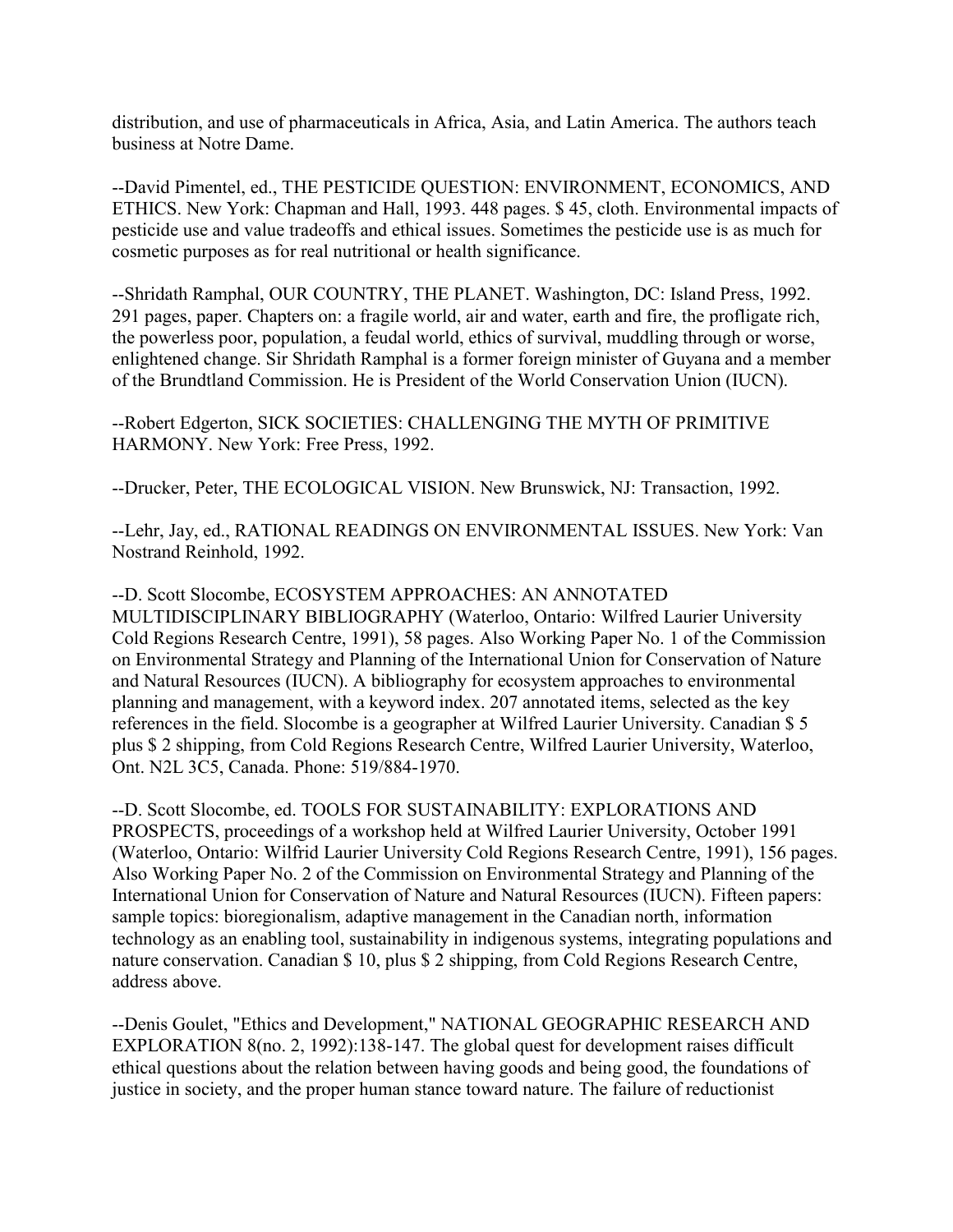distribution, and use of pharmaceuticals in Africa, Asia, and Latin America. The authors teach business at Notre Dame.

--David Pimentel, ed., THE PESTICIDE QUESTION: ENVIRONMENT, ECONOMICS, AND ETHICS. New York: Chapman and Hall, 1993. 448 pages. $ 45, cloth. Environmental impacts of pesticide use and value tradeoffs and ethical issues. Sometimes the pesticide use is as much for cosmetic purposes as for real nutritional or health significance.

--Shridath Ramphal, OUR COUNTRY, THE PLANET. Washington, DC: Island Press, 1992. 291 pages, paper. Chapters on: a fragile world, air and water, earth and fire, the profligate rich, the powerless poor, population, a feudal world, ethics of survival, muddling through or worse, enlightened change. Sir Shridath Ramphal is a former foreign minister of Guyana and a member of the Brundtland Commission. He is President of the World Conservation Union (IUCN).

--Robert Edgerton, SICK SOCIETIES: CHALLENGING THE MYTH OF PRIMITIVE HARMONY. New York: Free Press, 1992.

--Drucker, Peter, THE ECOLOGICAL VISION. New Brunswick, NJ: Transaction, 1992.

--Lehr, Jay, ed., RATIONAL READINGS ON ENVIRONMENTAL ISSUES. New York: Van Nostrand Reinhold, 1992.

--D. Scott Slocombe, ECOSYSTEM APPROACHES: AN ANNOTATED MULTIDISCIPLINARY BIBLIOGRAPHY (Waterloo, Ontario: Wilfred Laurier University Cold Regions Research Centre, 1991), 58 pages. Also Working Paper No. 1 of the Commission on Environmental Strategy and Planning of the International Union for Conservation of Nature and Natural Resources (IUCN). A bibliography for ecosystem approaches to environmental planning and management, with a keyword index. 207 annotated items, selected as the key references in the field. Slocombe is a geographer at Wilfred Laurier University. Canadian $ 5 plus $ 2 shipping, from Cold Regions Research Centre, Wilfred Laurier University, Waterloo, Ont. N2L 3C5, Canada. Phone: 519/884-1970.

--D. Scott Slocombe, ed. TOOLS FOR SUSTAINABILITY: EXPLORATIONS AND PROSPECTS, proceedings of a workshop held at Wilfred Laurier University, October 1991 (Waterloo, Ontario: Wilfrid Laurier University Cold Regions Research Centre, 1991), 156 pages. Also Working Paper No. 2 of the Commission on Environmental Strategy and Planning of the International Union for Conservation of Nature and Natural Resources (IUCN). Fifteen papers: sample topics: bioregionalism, adaptive management in the Canadian north, information technology as an enabling tool, sustainability in indigenous systems, integrating populations and nature conservation. Canadian $ 10, plus $ 2 shipping, from Cold Regions Research Centre, address above.

--Denis Goulet, "Ethics and Development," NATIONAL GEOGRAPHIC RESEARCH AND EXPLORATION 8(no. 2, 1992):138-147. The global quest for development raises difficult ethical questions about the relation between having goods and being good, the foundations of justice in society, and the proper human stance toward nature. The failure of reductionist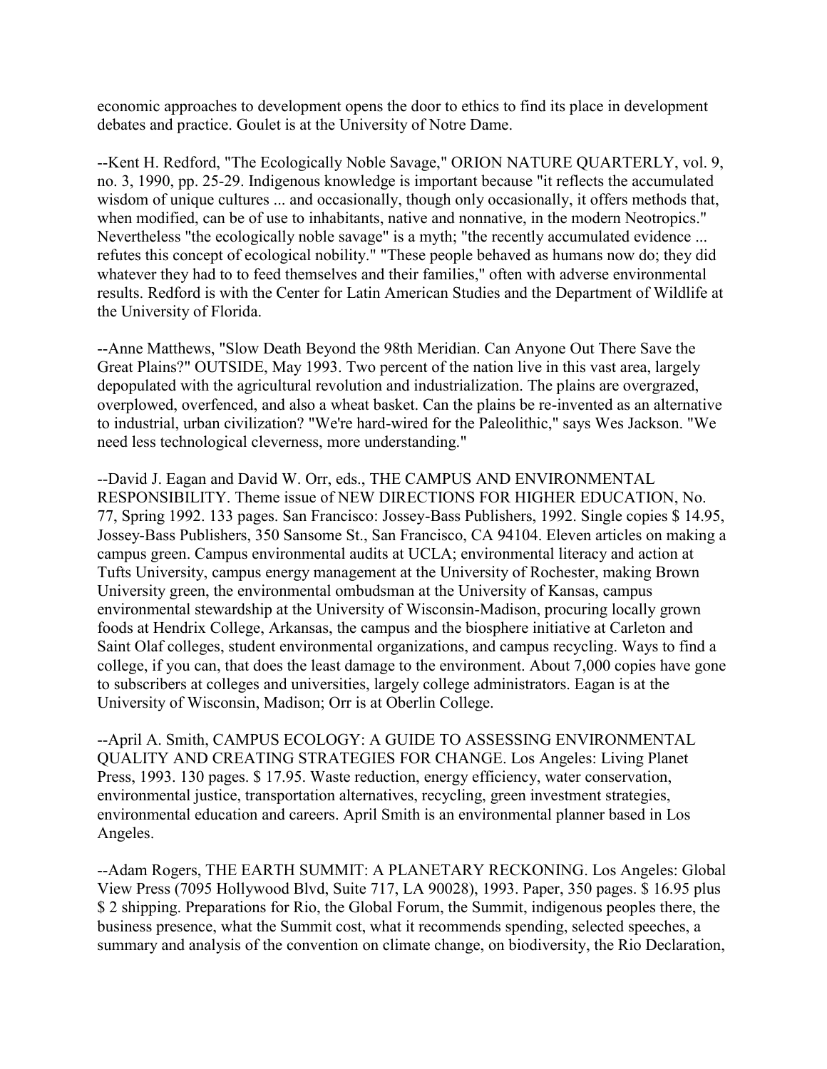economic approaches to development opens the door to ethics to find its place in development debates and practice. Goulet is at the University of Notre Dame.

--Kent H. Redford, "The Ecologically Noble Savage," ORION NATURE QUARTERLY, vol. 9, no. 3, 1990, pp. 25-29. Indigenous knowledge is important because "it reflects the accumulated wisdom of unique cultures ... and occasionally, though only occasionally, it offers methods that, when modified, can be of use to inhabitants, native and nonnative, in the modern Neotropics." Nevertheless "the ecologically noble savage" is a myth; "the recently accumulated evidence ... refutes this concept of ecological nobility." "These people behaved as humans now do; they did whatever they had to to feed themselves and their families," often with adverse environmental results. Redford is with the Center for Latin American Studies and the Department of Wildlife at the University of Florida.

--Anne Matthews, "Slow Death Beyond the 98th Meridian. Can Anyone Out There Save the Great Plains?" OUTSIDE, May 1993. Two percent of the nation live in this vast area, largely depopulated with the agricultural revolution and industrialization. The plains are overgrazed, overplowed, overfenced, and also a wheat basket. Can the plains be re-invented as an alternative to industrial, urban civilization? "We're hard-wired for the Paleolithic," says Wes Jackson. "We need less technological cleverness, more understanding."

--David J. Eagan and David W. Orr, eds., THE CAMPUS AND ENVIRONMENTAL RESPONSIBILITY. Theme issue of NEW DIRECTIONS FOR HIGHER EDUCATION, No. 77, Spring 1992. 133 pages. San Francisco: Jossey-Bass Publishers, 1992. Single copies $ 14.95, Jossey-Bass Publishers, 350 Sansome St., San Francisco, CA 94104. Eleven articles on making a campus green. Campus environmental audits at UCLA; environmental literacy and action at Tufts University, campus energy management at the University of Rochester, making Brown University green, the environmental ombudsman at the University of Kansas, campus environmental stewardship at the University of Wisconsin-Madison, procuring locally grown foods at Hendrix College, Arkansas, the campus and the biosphere initiative at Carleton and Saint Olaf colleges, student environmental organizations, and campus recycling. Ways to find a college, if you can, that does the least damage to the environment. About 7,000 copies have gone to subscribers at colleges and universities, largely college administrators. Eagan is at the University of Wisconsin, Madison; Orr is at Oberlin College.

--April A. Smith, CAMPUS ECOLOGY: A GUIDE TO ASSESSING ENVIRONMENTAL QUALITY AND CREATING STRATEGIES FOR CHANGE. Los Angeles: Living Planet Press, 1993. 130 pages. $ 17.95. Waste reduction, energy efficiency, water conservation, environmental justice, transportation alternatives, recycling, green investment strategies, environmental education and careers. April Smith is an environmental planner based in Los Angeles.

--Adam Rogers, THE EARTH SUMMIT: A PLANETARY RECKONING. Los Angeles: Global View Press (7095 Hollywood Blvd, Suite 717, LA 90028), 1993. Paper, 350 pages. $ 16.95 plus $ 2 shipping. Preparations for Rio, the Global Forum, the Summit, indigenous peoples there, the business presence, what the Summit cost, what it recommends spending, selected speeches, a summary and analysis of the convention on climate change, on biodiversity, the Rio Declaration,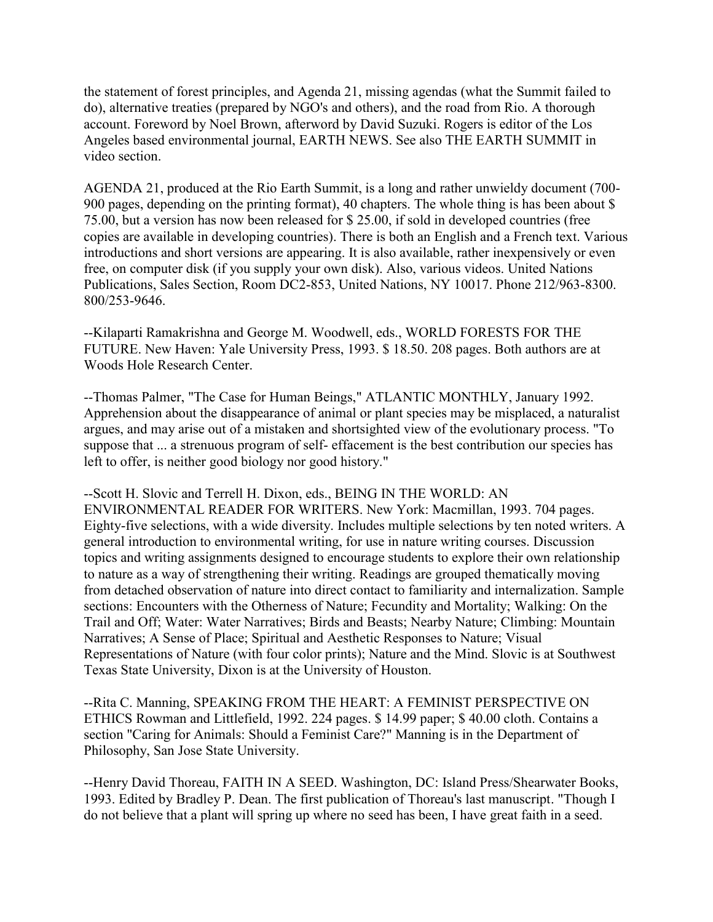the statement of forest principles, and Agenda 21, missing agendas (what the Summit failed to do), alternative treaties (prepared by NGO's and others), and the road from Rio. A thorough account. Foreword by Noel Brown, afterword by David Suzuki. Rogers is editor of the Los Angeles based environmental journal, EARTH NEWS. See also THE EARTH SUMMIT in video section.

AGENDA 21, produced at the Rio Earth Summit, is a long and rather unwieldy document (700-900 pages, depending on the printing format), 40 chapters. The whole thing is has been about $ 75.00, but a version has now been released for $ 25.00, if sold in developed countries (free copies are available in developing countries). There is both an English and a French text. Various introductions and short versions are appearing. It is also available, rather inexpensively or even free, on computer disk (if you supply your own disk). Also, various videos. United Nations Publications, Sales Section, Room DC2-853, United Nations, NY 10017. Phone 212/963-8300. 800/253-9646.

--Kilaparti Ramakrishna and George M. Woodwell, eds., WORLD FORESTS FOR THE FUTURE. New Haven: Yale University Press, 1993. $ 18.50. 208 pages. Both authors are at Woods Hole Research Center.

--Thomas Palmer, "The Case for Human Beings," ATLANTIC MONTHLY, January 1992. Apprehension about the disappearance of animal or plant species may be misplaced, a naturalist argues, and may arise out of a mistaken and shortsighted view of the evolutionary process. "To suppose that ... a strenuous program of self- effacement is the best contribution our species has left to offer, is neither good biology nor good history."

--Scott H. Slovic and Terrell H. Dixon, eds., BEING IN THE WORLD: AN ENVIRONMENTAL READER FOR WRITERS. New York: Macmillan, 1993. 704 pages. Eighty-five selections, with a wide diversity. Includes multiple selections by ten noted writers. A general introduction to environmental writing, for use in nature writing courses. Discussion topics and writing assignments designed to encourage students to explore their own relationship to nature as a way of strengthening their writing. Readings are grouped thematically moving from detached observation of nature into direct contact to familiarity and internalization. Sample sections: Encounters with the Otherness of Nature; Fecundity and Mortality; Walking: On the Trail and Off; Water: Water Narratives; Birds and Beasts; Nearby Nature; Climbing: Mountain Narratives; A Sense of Place; Spiritual and Aesthetic Responses to Nature; Visual Representations of Nature (with four color prints); Nature and the Mind. Slovic is at Southwest Texas State University, Dixon is at the University of Houston.

--Rita C. Manning, SPEAKING FROM THE HEART: A FEMINIST PERSPECTIVE ON ETHICS Rowman and Littlefield, 1992. 224 pages. $ 14.99 paper; $ 40.00 cloth. Contains a section "Caring for Animals: Should a Feminist Care?" Manning is in the Department of Philosophy, San Jose State University.

--Henry David Thoreau, FAITH IN A SEED. Washington, DC: Island Press/Shearwater Books, 1993. Edited by Bradley P. Dean. The first publication of Thoreau's last manuscript. "Though I do not believe that a plant will spring up where no seed has been, I have great faith in a seed.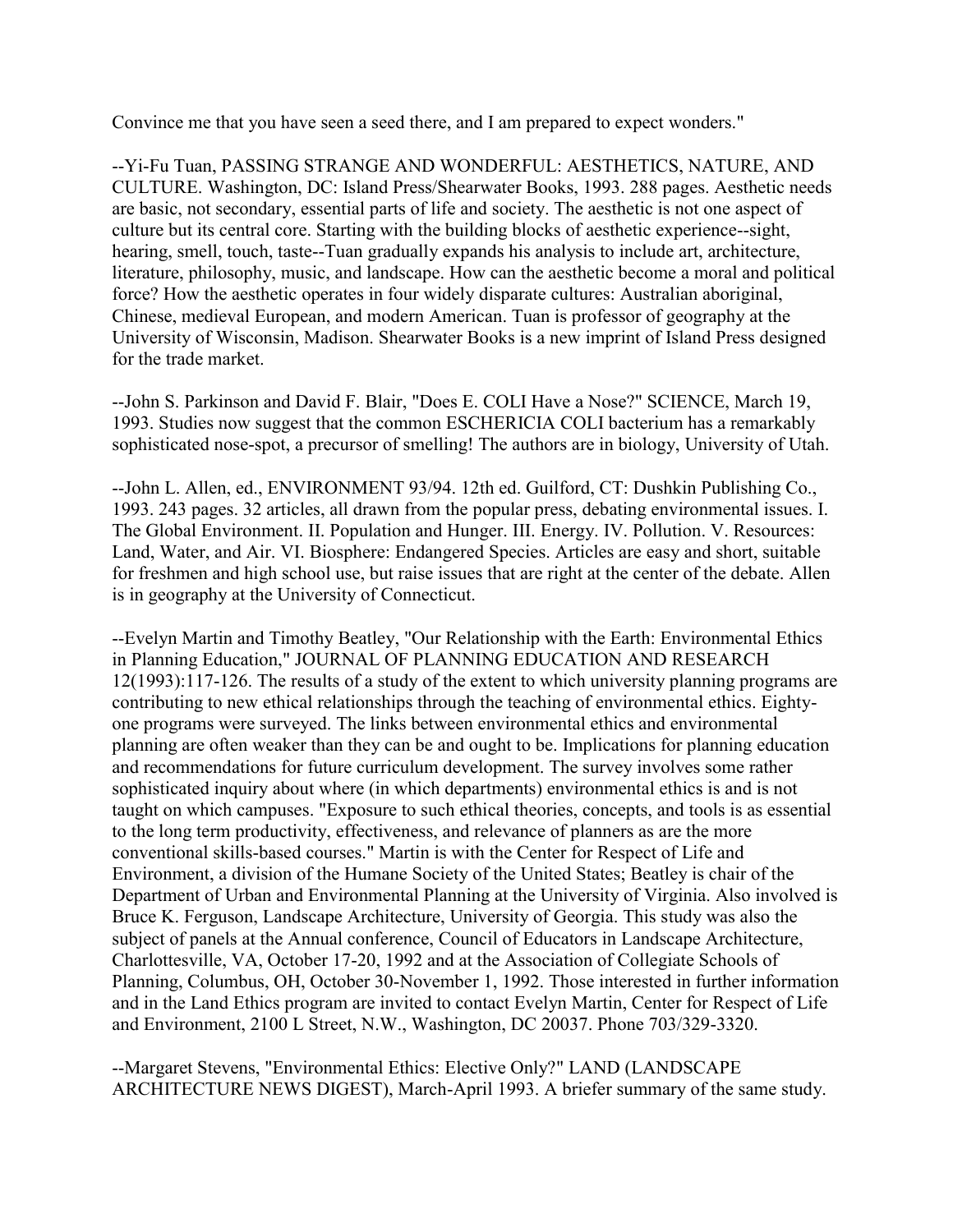Convince me that you have seen a seed there, and I am prepared to expect wonders."

--Yi-Fu Tuan, PASSING STRANGE AND WONDERFUL: AESTHETICS, NATURE, AND CULTURE. Washington, DC: Island Press/Shearwater Books, 1993. 288 pages. Aesthetic needs are basic, not secondary, essential parts of life and society. The aesthetic is not one aspect of culture but its central core. Starting with the building blocks of aesthetic experience--sight, hearing, smell, touch, taste--Tuan gradually expands his analysis to include art, architecture, literature, philosophy, music, and landscape. How can the aesthetic become a moral and political force? How the aesthetic operates in four widely disparate cultures: Australian aboriginal, Chinese, medieval European, and modern American. Tuan is professor of geography at the University of Wisconsin, Madison. Shearwater Books is a new imprint of Island Press designed for the trade market.

--John S. Parkinson and David F. Blair, "Does E. COLI Have a Nose?" SCIENCE, March 19, 1993. Studies now suggest that the common ESCHERICIA COLI bacterium has a remarkably sophisticated nose-spot, a precursor of smelling! The authors are in biology, University of Utah.

--John L. Allen, ed., ENVIRONMENT 93/94. 12th ed. Guilford, CT: Dushkin Publishing Co., 1993. 243 pages. 32 articles, all drawn from the popular press, debating environmental issues. I. The Global Environment. II. Population and Hunger. III. Energy. IV. Pollution. V. Resources: Land, Water, and Air. VI. Biosphere: Endangered Species. Articles are easy and short, suitable for freshmen and high school use, but raise issues that are right at the center of the debate. Allen is in geography at the University of Connecticut.

--Evelyn Martin and Timothy Beatley, "Our Relationship with the Earth: Environmental Ethics in Planning Education," JOURNAL OF PLANNING EDUCATION AND RESEARCH 12(1993):117-126. The results of a study of the extent to which university planning programs are contributing to new ethical relationships through the teaching of environmental ethics. Eighty-one programs were surveyed. The links between environmental ethics and environmental planning are often weaker than they can be and ought to be. Implications for planning education and recommendations for future curriculum development. The survey involves some rather sophisticated inquiry about where (in which departments) environmental ethics is and is not taught on which campuses. "Exposure to such ethical theories, concepts, and tools is as essential to the long term productivity, effectiveness, and relevance of planners as are the more conventional skills-based courses." Martin is with the Center for Respect of Life and Environment, a division of the Humane Society of the United States; Beatley is chair of the Department of Urban and Environmental Planning at the University of Virginia. Also involved is Bruce K. Ferguson, Landscape Architecture, University of Georgia. This study was also the subject of panels at the Annual conference, Council of Educators in Landscape Architecture, Charlottesville, VA, October 17-20, 1992 and at the Association of Collegiate Schools of Planning, Columbus, OH, October 30-November 1, 1992. Those interested in further information and in the Land Ethics program are invited to contact Evelyn Martin, Center for Respect of Life and Environment, 2100 L Street, N.W., Washington, DC 20037. Phone 703/329-3320.

--Margaret Stevens, "Environmental Ethics: Elective Only?" LAND (LANDSCAPE ARCHITECTURE NEWS DIGEST), March-April 1993. A briefer summary of the same study.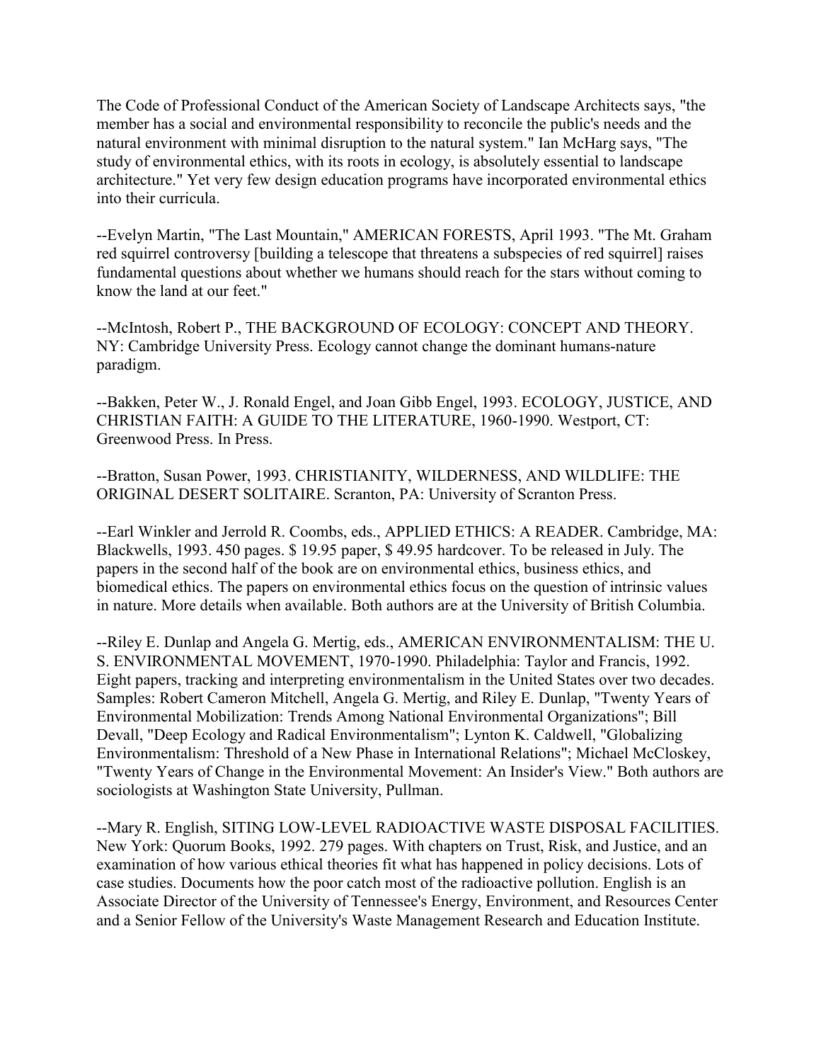The Code of Professional Conduct of the American Society of Landscape Architects says, "the member has a social and environmental responsibility to reconcile the public's needs and the natural environment with minimal disruption to the natural system." Ian McHarg says, "The study of environmental ethics, with its roots in ecology, is absolutely essential to landscape architecture." Yet very few design education programs have incorporated environmental ethics into their curricula.

--Evelyn Martin, "The Last Mountain," AMERICAN FORESTS, April 1993. "The Mt. Graham red squirrel controversy [building a telescope that threatens a subspecies of red squirrel] raises fundamental questions about whether we humans should reach for the stars without coming to know the land at our feet."

--McIntosh, Robert P., THE BACKGROUND OF ECOLOGY: CONCEPT AND THEORY. NY: Cambridge University Press. Ecology cannot change the dominant humans-nature paradigm.

--Bakken, Peter W., J. Ronald Engel, and Joan Gibb Engel, 1993. ECOLOGY, JUSTICE, AND CHRISTIAN FAITH: A GUIDE TO THE LITERATURE, 1960-1990. Westport, CT: Greenwood Press. In Press.

--Bratton, Susan Power, 1993. CHRISTIANITY, WILDERNESS, AND WILDLIFE: THE ORIGINAL DESERT SOLITAIRE. Scranton, PA: University of Scranton Press.

--Earl Winkler and Jerrold R. Coombs, eds., APPLIED ETHICS: A READER. Cambridge, MA: Blackwells, 1993. 450 pages. $ 19.95 paper, $ 49.95 hardcover. To be released in July. The papers in the second half of the book are on environmental ethics, business ethics, and biomedical ethics. The papers on environmental ethics focus on the question of intrinsic values in nature. More details when available. Both authors are at the University of British Columbia.

--Riley E. Dunlap and Angela G. Mertig, eds., AMERICAN ENVIRONMENTALISM: THE U. S. ENVIRONMENTAL MOVEMENT, 1970-1990. Philadelphia: Taylor and Francis, 1992. Eight papers, tracking and interpreting environmentalism in the United States over two decades. Samples: Robert Cameron Mitchell, Angela G. Mertig, and Riley E. Dunlap, "Twenty Years of Environmental Mobilization: Trends Among National Environmental Organizations"; Bill Devall, "Deep Ecology and Radical Environmentalism"; Lynton K. Caldwell, "Globalizing Environmentalism: Threshold of a New Phase in International Relations"; Michael McCloskey, "Twenty Years of Change in the Environmental Movement: An Insider's View." Both authors are sociologists at Washington State University, Pullman.

--Mary R. English, SITING LOW-LEVEL RADIOACTIVE WASTE DISPOSAL FACILITIES. New York: Quorum Books, 1992. 279 pages. With chapters on Trust, Risk, and Justice, and an examination of how various ethical theories fit what has happened in policy decisions. Lots of case studies. Documents how the poor catch most of the radioactive pollution. English is an Associate Director of the University of Tennessee's Energy, Environment, and Resources Center and a Senior Fellow of the University's Waste Management Research and Education Institute.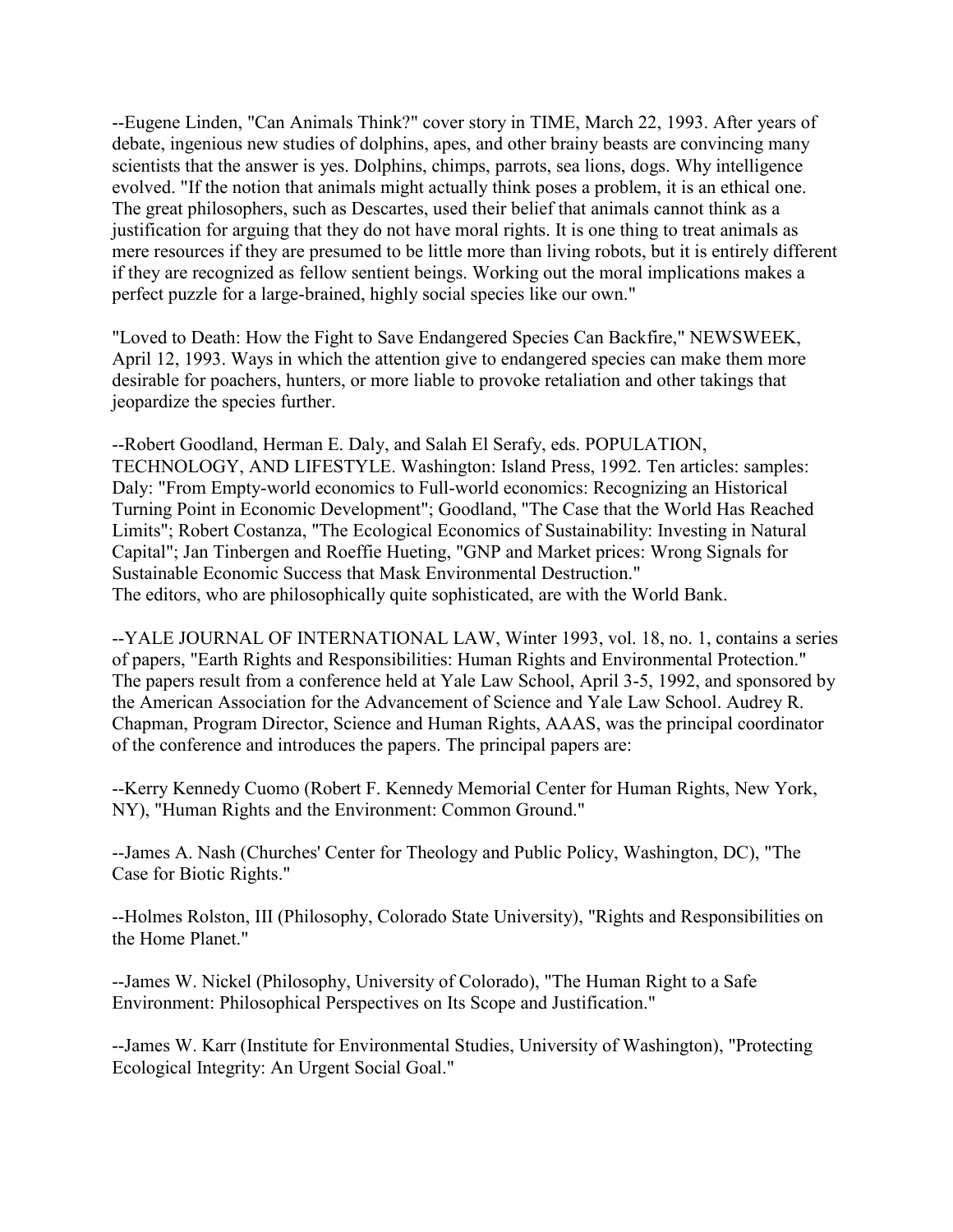--Eugene Linden, "Can Animals Think?" cover story in TIME, March 22, 1993. After years of debate, ingenious new studies of dolphins, apes, and other brainy beasts are convincing many scientists that the answer is yes. Dolphins, chimps, parrots, sea lions, dogs. Why intelligence evolved. "If the notion that animals might actually think poses a problem, it is an ethical one. The great philosophers, such as Descartes, used their belief that animals cannot think as a justification for arguing that they do not have moral rights. It is one thing to treat animals as mere resources if they are presumed to be little more than living robots, but it is entirely different if they are recognized as fellow sentient beings. Working out the moral implications makes a perfect puzzle for a large-brained, highly social species like our own."

"Loved to Death: How the Fight to Save Endangered Species Can Backfire," NEWSWEEK, April 12, 1993. Ways in which the attention give to endangered species can make them more desirable for poachers, hunters, or more liable to provoke retaliation and other takings that jeopardize the species further.

--Robert Goodland, Herman E. Daly, and Salah El Serafy, eds. POPULATION, TECHNOLOGY, AND LIFESTYLE. Washington: Island Press, 1992. Ten articles: samples: Daly: "From Empty-world economics to Full-world economics: Recognizing an Historical Turning Point in Economic Development"; Goodland, "The Case that the World Has Reached Limits"; Robert Costanza, "The Ecological Economics of Sustainability: Investing in Natural Capital"; Jan Tinbergen and Roeffie Hueting, "GNP and Market prices: Wrong Signals for Sustainable Economic Success that Mask Environmental Destruction."
The editors, who are philosophically quite sophisticated, are with the World Bank.

--YALE JOURNAL OF INTERNATIONAL LAW, Winter 1993, vol. 18, no. 1, contains a series of papers, "Earth Rights and Responsibilities: Human Rights and Environmental Protection." The papers result from a conference held at Yale Law School, April 3-5, 1992, and sponsored by the American Association for the Advancement of Science and Yale Law School. Audrey R. Chapman, Program Director, Science and Human Rights, AAAS, was the principal coordinator of the conference and introduces the papers. The principal papers are:

--Kerry Kennedy Cuomo (Robert F. Kennedy Memorial Center for Human Rights, New York, NY), "Human Rights and the Environment: Common Ground."

--James A. Nash (Churches' Center for Theology and Public Policy, Washington, DC), "The Case for Biotic Rights."

--Holmes Rolston, III (Philosophy, Colorado State University), "Rights and Responsibilities on the Home Planet."

--James W. Nickel (Philosophy, University of Colorado), "The Human Right to a Safe Environment: Philosophical Perspectives on Its Scope and Justification."

--James W. Karr (Institute for Environmental Studies, University of Washington), "Protecting Ecological Integrity: An Urgent Social Goal."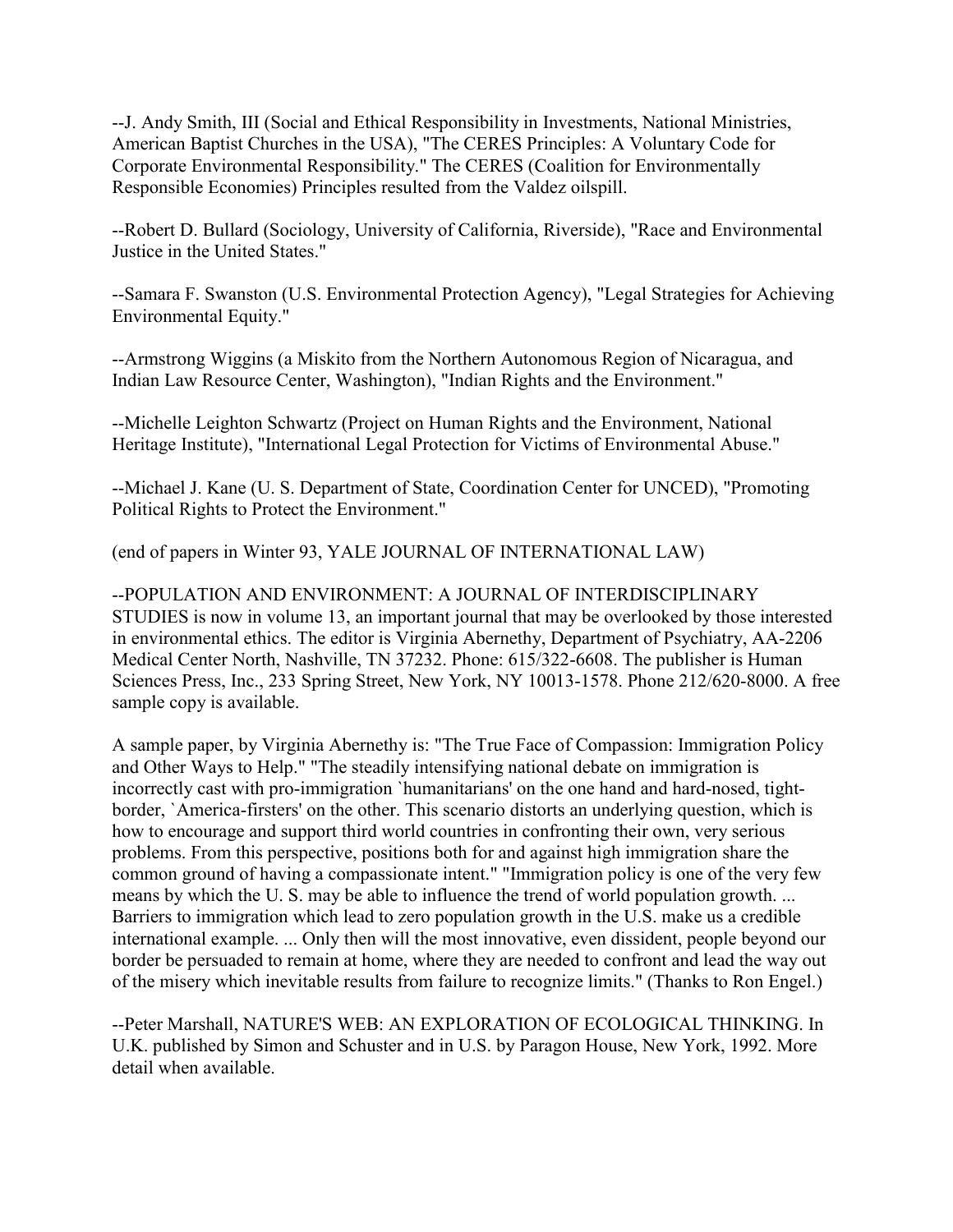--J. Andy Smith, III (Social and Ethical Responsibility in Investments, National Ministries, American Baptist Churches in the USA), "The CERES Principles: A Voluntary Code for Corporate Environmental Responsibility." The CERES (Coalition for Environmentally Responsible Economies) Principles resulted from the Valdez oilspill.

--Robert D. Bullard (Sociology, University of California, Riverside), "Race and Environmental Justice in the United States."

--Samara F. Swanston (U.S. Environmental Protection Agency), "Legal Strategies for Achieving Environmental Equity."

--Armstrong Wiggins (a Miskito from the Northern Autonomous Region of Nicaragua, and Indian Law Resource Center, Washington), "Indian Rights and the Environment."

--Michelle Leighton Schwartz (Project on Human Rights and the Environment, National Heritage Institute), "International Legal Protection for Victims of Environmental Abuse."

--Michael J. Kane (U. S. Department of State, Coordination Center for UNCED), "Promoting Political Rights to Protect the Environment."

(end of papers in Winter 93, YALE JOURNAL OF INTERNATIONAL LAW)

--POPULATION AND ENVIRONMENT: A JOURNAL OF INTERDISCIPLINARY STUDIES is now in volume 13, an important journal that may be overlooked by those interested in environmental ethics. The editor is Virginia Abernethy, Department of Psychiatry, AA-2206 Medical Center North, Nashville, TN 37232. Phone: 615/322-6608. The publisher is Human Sciences Press, Inc., 233 Spring Street, New York, NY 10013-1578. Phone 212/620-8000. A free sample copy is available.

A sample paper, by Virginia Abernethy is: "The True Face of Compassion: Immigration Policy and Other Ways to Help." "The steadily intensifying national debate on immigration is incorrectly cast with pro-immigration `humanitarians' on the one hand and hard-nosed, tight-border, `America-firsters' on the other. This scenario distorts an underlying question, which is how to encourage and support third world countries in confronting their own, very serious problems. From this perspective, positions both for and against high immigration share the common ground of having a compassionate intent." "Immigration policy is one of the very few means by which the U. S. may be able to influence the trend of world population growth. ... Barriers to immigration which lead to zero population growth in the U.S. make us a credible international example. ... Only then will the most innovative, even dissident, people beyond our border be persuaded to remain at home, where they are needed to confront and lead the way out of the misery which inevitable results from failure to recognize limits." (Thanks to Ron Engel.)

--Peter Marshall, NATURE'S WEB: AN EXPLORATION OF ECOLOGICAL THINKING. In U.K. published by Simon and Schuster and in U.S. by Paragon House, New York, 1992. More detail when available.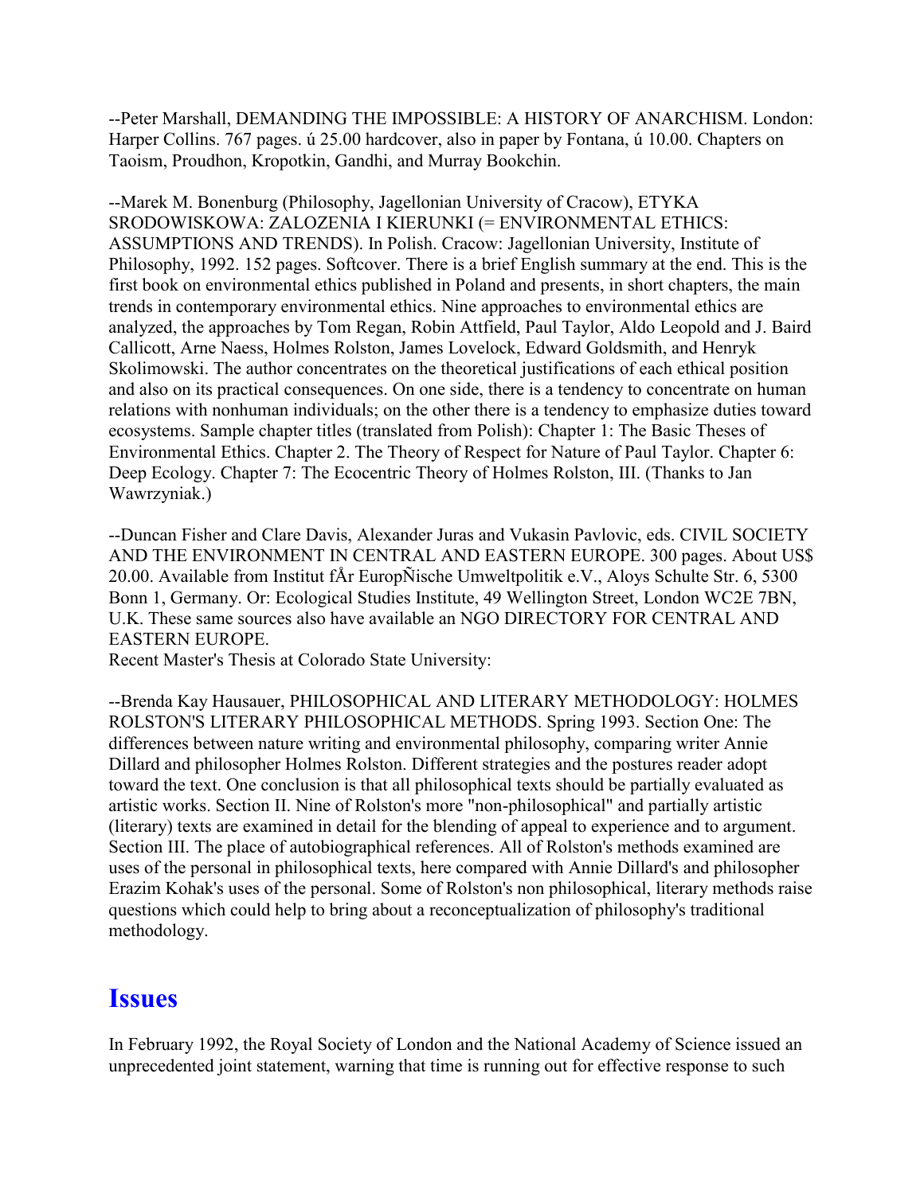--Peter Marshall, DEMANDING THE IMPOSSIBLE: A HISTORY OF ANARCHISM. London: Harper Collins. 767 pages. ú 25.00 hardcover, also in paper by Fontana, ú 10.00. Chapters on Taoism, Proudhon, Kropotkin, Gandhi, and Murray Bookchin.

--Marek M. Bonenburg (Philosophy, Jagellonian University of Cracow), ETYKA SRODOWISKOWA: ZALOZENIA I KIERUNKI (= ENVIRONMENTAL ETHICS: ASSUMPTIONS AND TRENDS). In Polish. Cracow: Jagellonian University, Institute of Philosophy, 1992. 152 pages. Softcover. There is a brief English summary at the end. This is the first book on environmental ethics published in Poland and presents, in short chapters, the main trends in contemporary environmental ethics. Nine approaches to environmental ethics are analyzed, the approaches by Tom Regan, Robin Attfield, Paul Taylor, Aldo Leopold and J. Baird Callicott, Arne Naess, Holmes Rolston, James Lovelock, Edward Goldsmith, and Henryk Skolimowski. The author concentrates on the theoretical justifications of each ethical position and also on its practical consequences. On one side, there is a tendency to concentrate on human relations with nonhuman individuals; on the other there is a tendency to emphasize duties toward ecosystems. Sample chapter titles (translated from Polish): Chapter 1: The Basic Theses of Environmental Ethics. Chapter 2. The Theory of Respect for Nature of Paul Taylor. Chapter 6: Deep Ecology. Chapter 7: The Ecocentric Theory of Holmes Rolston, III. (Thanks to Jan Wawrzyniak.)

--Duncan Fisher and Clare Davis, Alexander Juras and Vukasin Pavlovic, eds. CIVIL SOCIETY AND THE ENVIRONMENT IN CENTRAL AND EASTERN EUROPE. 300 pages. About US$ 20.00. Available from Institut fÅr EuropÑische Umweltpolitik e.V., Aloys Schulte Str. 6, 5300 Bonn 1, Germany. Or: Ecological Studies Institute, 49 Wellington Street, London WC2E 7BN, U.K. These same sources also have available an NGO DIRECTORY FOR CENTRAL AND EASTERN EUROPE.

Recent Master's Thesis at Colorado State University:

--Brenda Kay Hausauer, PHILOSOPHICAL AND LITERARY METHODOLOGY: HOLMES ROLSTON'S LITERARY PHILOSOPHICAL METHODS. Spring 1993. Section One: The differences between nature writing and environmental philosophy, comparing writer Annie Dillard and philosopher Holmes Rolston. Different strategies and the postures reader adopt toward the text. One conclusion is that all philosophical texts should be partially evaluated as artistic works. Section II. Nine of Rolston's more "non-philosophical" and partially artistic (literary) texts are examined in detail for the blending of appeal to experience and to argument. Section III. The place of autobiographical references. All of Rolston's methods examined are uses of the personal in philosophical texts, here compared with Annie Dillard's and philosopher Erazim Kohak's uses of the personal. Some of Rolston's non philosophical, literary methods raise questions which could help to bring about a reconceptualization of philosophy's traditional methodology.

## Issues

In February 1992, the Royal Society of London and the National Academy of Science issued an unprecedented joint statement, warning that time is running out for effective response to such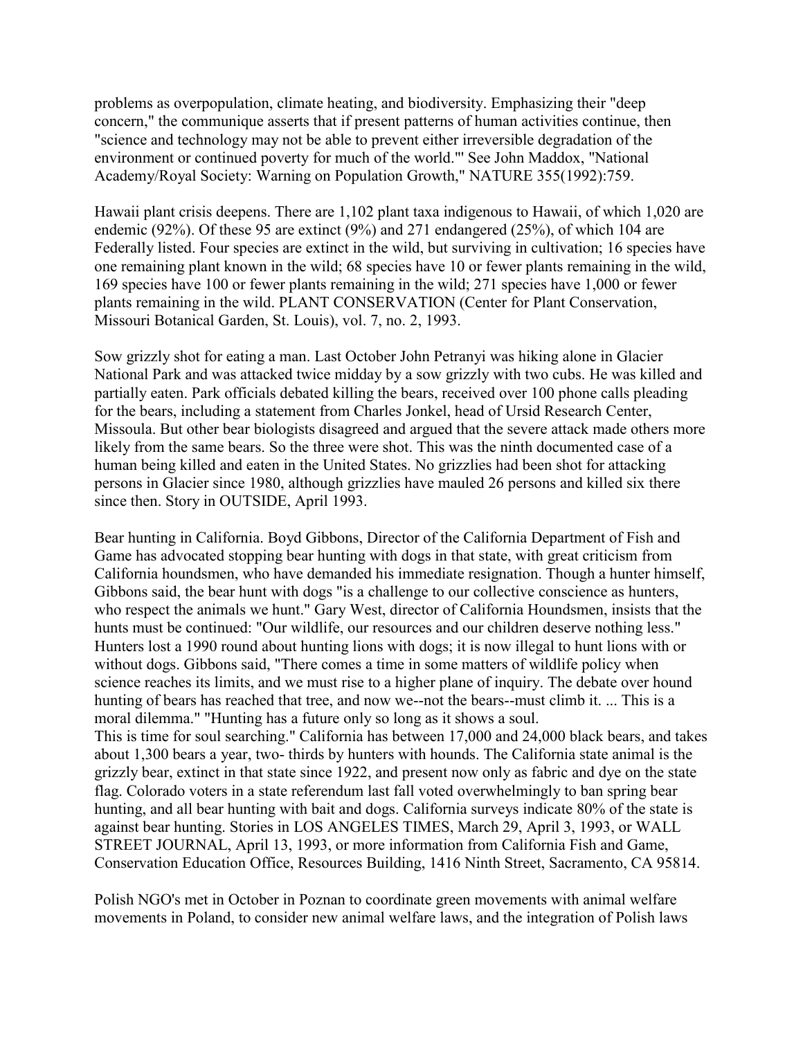problems as overpopulation, climate heating, and biodiversity. Emphasizing their "deep concern," the communique asserts that if present patterns of human activities continue, then "science and technology may not be able to prevent either irreversible degradation of the environment or continued poverty for much of the world."' See John Maddox, "National Academy/Royal Society: Warning on Population Growth," NATURE 355(1992):759.

Hawaii plant crisis deepens. There are 1,102 plant taxa indigenous to Hawaii, of which 1,020 are endemic (92%). Of these 95 are extinct (9%) and 271 endangered (25%), of which 104 are Federally listed. Four species are extinct in the wild, but surviving in cultivation; 16 species have one remaining plant known in the wild; 68 species have 10 or fewer plants remaining in the wild, 169 species have 100 or fewer plants remaining in the wild; 271 species have 1,000 or fewer plants remaining in the wild. PLANT CONSERVATION (Center for Plant Conservation, Missouri Botanical Garden, St. Louis), vol. 7, no. 2, 1993.

Sow grizzly shot for eating a man. Last October John Petranyi was hiking alone in Glacier National Park and was attacked twice midday by a sow grizzly with two cubs. He was killed and partially eaten. Park officials debated killing the bears, received over 100 phone calls pleading for the bears, including a statement from Charles Jonkel, head of Ursid Research Center, Missoula. But other bear biologists disagreed and argued that the severe attack made others more likely from the same bears. So the three were shot. This was the ninth documented case of a human being killed and eaten in the United States. No grizzlies had been shot for attacking persons in Glacier since 1980, although grizzlies have mauled 26 persons and killed six there since then. Story in OUTSIDE, April 1993.

Bear hunting in California. Boyd Gibbons, Director of the California Department of Fish and Game has advocated stopping bear hunting with dogs in that state, with great criticism from California houndsmen, who have demanded his immediate resignation. Though a hunter himself, Gibbons said, the bear hunt with dogs "is a challenge to our collective conscience as hunters, who respect the animals we hunt." Gary West, director of California Houndsmen, insists that the hunts must be continued: "Our wildlife, our resources and our children deserve nothing less." Hunters lost a 1990 round about hunting lions with dogs; it is now illegal to hunt lions with or without dogs. Gibbons said, "There comes a time in some matters of wildlife policy when science reaches its limits, and we must rise to a higher plane of inquiry. The debate over hound hunting of bears has reached that tree, and now we--not the bears--must climb it. ... This is a moral dilemma." "Hunting has a future only so long as it shows a soul.
This is time for soul searching." California has between 17,000 and 24,000 black bears, and takes about 1,300 bears a year, two- thirds by hunters with hounds. The California state animal is the grizzly bear, extinct in that state since 1922, and present now only as fabric and dye on the state flag. Colorado voters in a state referendum last fall voted overwhelmingly to ban spring bear hunting, and all bear hunting with bait and dogs. California surveys indicate 80% of the state is against bear hunting. Stories in LOS ANGELES TIMES, March 29, April 3, 1993, or WALL STREET JOURNAL, April 13, 1993, or more information from California Fish and Game, Conservation Education Office, Resources Building, 1416 Ninth Street, Sacramento, CA 95814.

Polish NGO's met in October in Poznan to coordinate green movements with animal welfare movements in Poland, to consider new animal welfare laws, and the integration of Polish laws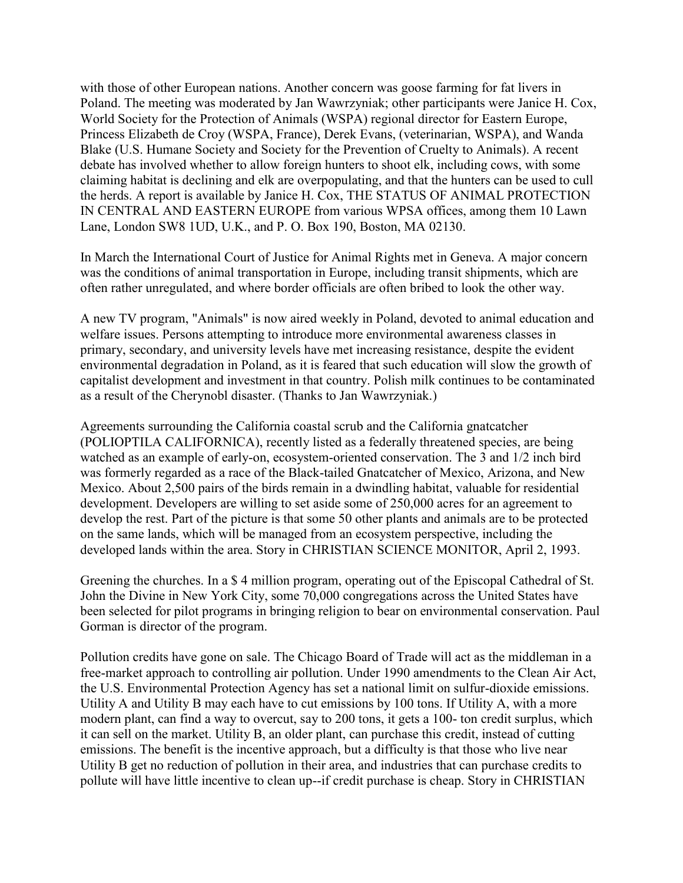with those of other European nations. Another concern was goose farming for fat livers in Poland. The meeting was moderated by Jan Wawrzyniak; other participants were Janice H. Cox, World Society for the Protection of Animals (WSPA) regional director for Eastern Europe, Princess Elizabeth de Croy (WSPA, France), Derek Evans, (veterinarian, WSPA), and Wanda Blake (U.S. Humane Society and Society for the Prevention of Cruelty to Animals). A recent debate has involved whether to allow foreign hunters to shoot elk, including cows, with some claiming habitat is declining and elk are overpopulating, and that the hunters can be used to cull the herds. A report is available by Janice H. Cox, THE STATUS OF ANIMAL PROTECTION IN CENTRAL AND EASTERN EUROPE from various WPSA offices, among them 10 Lawn Lane, London SW8 1UD, U.K., and P. O. Box 190, Boston, MA 02130.

In March the International Court of Justice for Animal Rights met in Geneva. A major concern was the conditions of animal transportation in Europe, including transit shipments, which are often rather unregulated, and where border officials are often bribed to look the other way.

A new TV program, "Animals" is now aired weekly in Poland, devoted to animal education and welfare issues. Persons attempting to introduce more environmental awareness classes in primary, secondary, and university levels have met increasing resistance, despite the evident environmental degradation in Poland, as it is feared that such education will slow the growth of capitalist development and investment in that country. Polish milk continues to be contaminated as a result of the Cherynobl disaster. (Thanks to Jan Wawrzyniak.)

Agreements surrounding the California coastal scrub and the California gnatcatcher (POLIOPTILA CALIFORNICA), recently listed as a federally threatened species, are being watched as an example of early-on, ecosystem-oriented conservation. The 3 and 1/2 inch bird was formerly regarded as a race of the Black-tailed Gnatcatcher of Mexico, Arizona, and New Mexico. About 2,500 pairs of the birds remain in a dwindling habitat, valuable for residential development. Developers are willing to set aside some of 250,000 acres for an agreement to develop the rest. Part of the picture is that some 50 other plants and animals are to be protected on the same lands, which will be managed from an ecosystem perspective, including the developed lands within the area. Story in CHRISTIAN SCIENCE MONITOR, April 2, 1993.

Greening the churches. In a $ 4 million program, operating out of the Episcopal Cathedral of St. John the Divine in New York City, some 70,000 congregations across the United States have been selected for pilot programs in bringing religion to bear on environmental conservation. Paul Gorman is director of the program.

Pollution credits have gone on sale. The Chicago Board of Trade will act as the middleman in a free-market approach to controlling air pollution. Under 1990 amendments to the Clean Air Act, the U.S. Environmental Protection Agency has set a national limit on sulfur-dioxide emissions. Utility A and Utility B may each have to cut emissions by 100 tons. If Utility A, with a more modern plant, can find a way to overcut, say to 200 tons, it gets a 100- ton credit surplus, which it can sell on the market. Utility B, an older plant, can purchase this credit, instead of cutting emissions. The benefit is the incentive approach, but a difficulty is that those who live near Utility B get no reduction of pollution in their area, and industries that can purchase credits to pollute will have little incentive to clean up--if credit purchase is cheap. Story in CHRISTIAN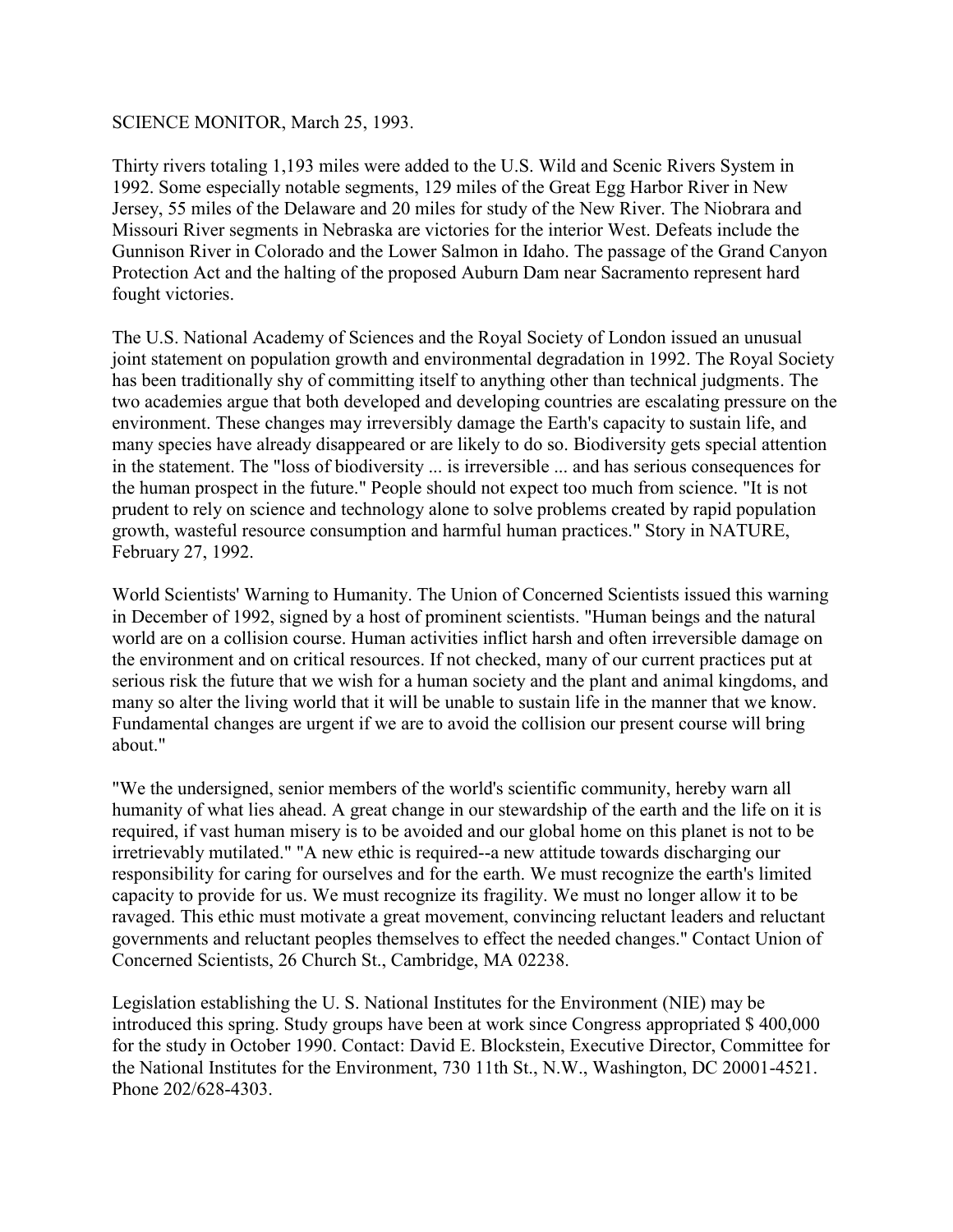SCIENCE MONITOR, March 25, 1993.

Thirty rivers totaling 1,193 miles were added to the U.S. Wild and Scenic Rivers System in 1992. Some especially notable segments, 129 miles of the Great Egg Harbor River in New Jersey, 55 miles of the Delaware and 20 miles for study of the New River. The Niobrara and Missouri River segments in Nebraska are victories for the interior West. Defeats include the Gunnison River in Colorado and the Lower Salmon in Idaho. The passage of the Grand Canyon Protection Act and the halting of the proposed Auburn Dam near Sacramento represent hard fought victories.

The U.S. National Academy of Sciences and the Royal Society of London issued an unusual joint statement on population growth and environmental degradation in 1992. The Royal Society has been traditionally shy of committing itself to anything other than technical judgments. The two academies argue that both developed and developing countries are escalating pressure on the environment. These changes may irreversibly damage the Earth's capacity to sustain life, and many species have already disappeared or are likely to do so. Biodiversity gets special attention in the statement. The "loss of biodiversity ... is irreversible ... and has serious consequences for the human prospect in the future." People should not expect too much from science. "It is not prudent to rely on science and technology alone to solve problems created by rapid population growth, wasteful resource consumption and harmful human practices." Story in NATURE, February 27, 1992.

World Scientists' Warning to Humanity. The Union of Concerned Scientists issued this warning in December of 1992, signed by a host of prominent scientists. "Human beings and the natural world are on a collision course. Human activities inflict harsh and often irreversible damage on the environment and on critical resources. If not checked, many of our current practices put at serious risk the future that we wish for a human society and the plant and animal kingdoms, and many so alter the living world that it will be unable to sustain life in the manner that we know. Fundamental changes are urgent if we are to avoid the collision our present course will bring about."

"We the undersigned, senior members of the world's scientific community, hereby warn all humanity of what lies ahead. A great change in our stewardship of the earth and the life on it is required, if vast human misery is to be avoided and our global home on this planet is not to be irretrievably mutilated." "A new ethic is required--a new attitude towards discharging our responsibility for caring for ourselves and for the earth. We must recognize the earth's limited capacity to provide for us. We must recognize its fragility. We must no longer allow it to be ravaged. This ethic must motivate a great movement, convincing reluctant leaders and reluctant governments and reluctant peoples themselves to effect the needed changes." Contact Union of Concerned Scientists, 26 Church St., Cambridge, MA 02238.

Legislation establishing the U. S. National Institutes for the Environment (NIE) may be introduced this spring. Study groups have been at work since Congress appropriated $ 400,000 for the study in October 1990. Contact: David E. Blockstein, Executive Director, Committee for the National Institutes for the Environment, 730 11th St., N.W., Washington, DC 20001-4521. Phone 202/628-4303.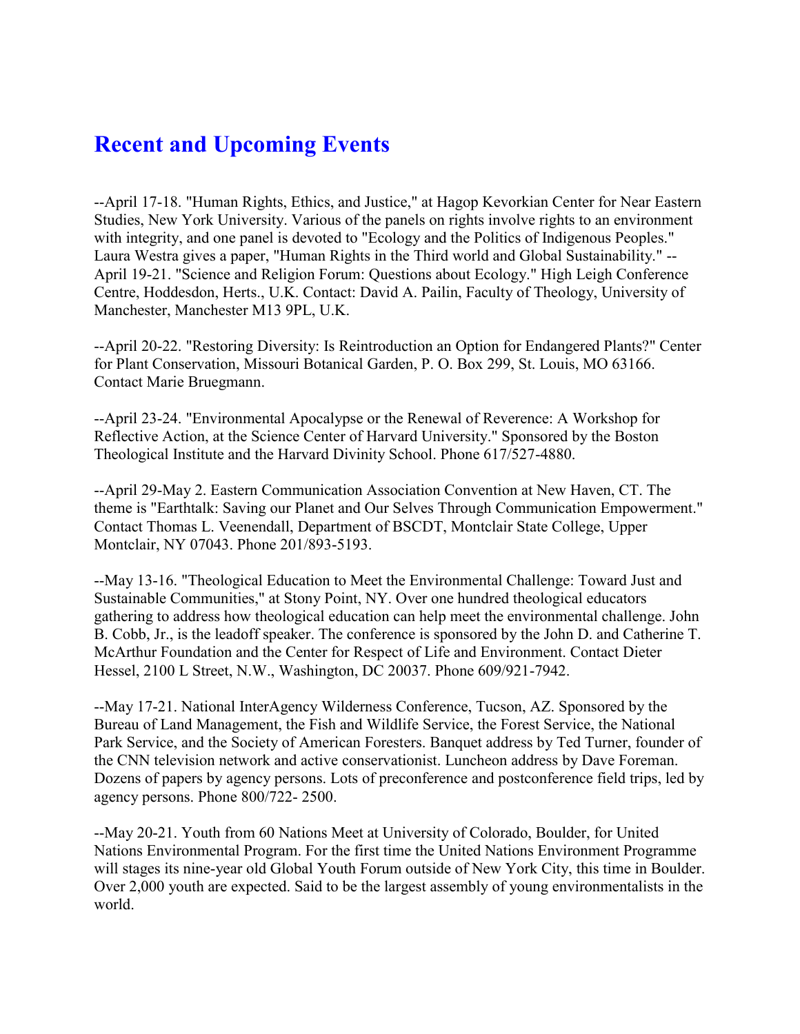# Recent and Upcoming Events

--April 17-18. "Human Rights, Ethics, and Justice," at Hagop Kevorkian Center for Near Eastern Studies, New York University. Various of the panels on rights involve rights to an environment with integrity, and one panel is devoted to "Ecology and the Politics of Indigenous Peoples." Laura Westra gives a paper, "Human Rights in the Third world and Global Sustainability." --April 19-21. "Science and Religion Forum: Questions about Ecology." High Leigh Conference Centre, Hoddesdon, Herts., U.K. Contact: David A. Pailin, Faculty of Theology, University of Manchester, Manchester M13 9PL, U.K.

--April 20-22. "Restoring Diversity: Is Reintroduction an Option for Endangered Plants?" Center for Plant Conservation, Missouri Botanical Garden, P. O. Box 299, St. Louis, MO 63166. Contact Marie Bruegmann.

--April 23-24. "Environmental Apocalypse or the Renewal of Reverence: A Workshop for Reflective Action, at the Science Center of Harvard University." Sponsored by the Boston Theological Institute and the Harvard Divinity School. Phone 617/527-4880.

--April 29-May 2. Eastern Communication Association Convention at New Haven, CT. The theme is "Earthtalk: Saving our Planet and Our Selves Through Communication Empowerment." Contact Thomas L. Veenendall, Department of BSCDT, Montclair State College, Upper Montclair, NY 07043. Phone 201/893-5193.

--May 13-16. "Theological Education to Meet the Environmental Challenge: Toward Just and Sustainable Communities," at Stony Point, NY. Over one hundred theological educators gathering to address how theological education can help meet the environmental challenge. John B. Cobb, Jr., is the leadoff speaker. The conference is sponsored by the John D. and Catherine T. McArthur Foundation and the Center for Respect of Life and Environment. Contact Dieter Hessel, 2100 L Street, N.W., Washington, DC 20037. Phone 609/921-7942.

--May 17-21. National InterAgency Wilderness Conference, Tucson, AZ. Sponsored by the Bureau of Land Management, the Fish and Wildlife Service, the Forest Service, the National Park Service, and the Society of American Foresters. Banquet address by Ted Turner, founder of the CNN television network and active conservationist. Luncheon address by Dave Foreman. Dozens of papers by agency persons. Lots of preconference and postconference field trips, led by agency persons. Phone 800/722- 2500.

--May 20-21. Youth from 60 Nations Meet at University of Colorado, Boulder, for United Nations Environmental Program. For the first time the United Nations Environment Programme will stages its nine-year old Global Youth Forum outside of New York City, this time in Boulder. Over 2,000 youth are expected. Said to be the largest assembly of young environmentalists in the world.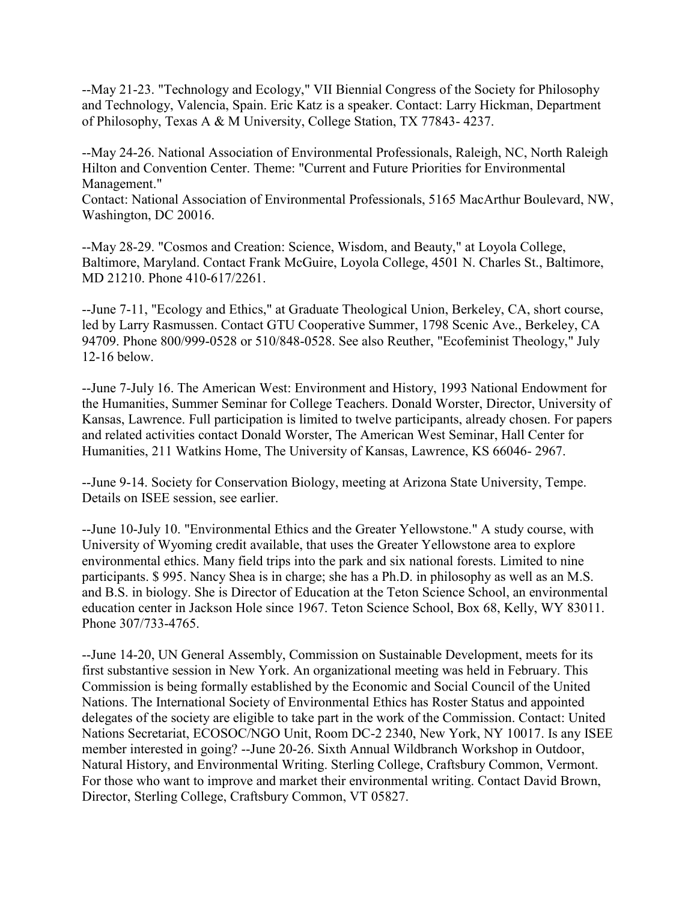--May 21-23. "Technology and Ecology," VII Biennial Congress of the Society for Philosophy and Technology, Valencia, Spain. Eric Katz is a speaker. Contact: Larry Hickman, Department of Philosophy, Texas A & M University, College Station, TX 77843- 4237.

--May 24-26. National Association of Environmental Professionals, Raleigh, NC, North Raleigh Hilton and Convention Center. Theme: "Current and Future Priorities for Environmental Management."
Contact: National Association of Environmental Professionals, 5165 MacArthur Boulevard, NW, Washington, DC 20016.

--May 28-29. "Cosmos and Creation: Science, Wisdom, and Beauty," at Loyola College, Baltimore, Maryland. Contact Frank McGuire, Loyola College, 4501 N. Charles St., Baltimore, MD 21210. Phone 410-617/2261.

--June 7-11, "Ecology and Ethics," at Graduate Theological Union, Berkeley, CA, short course, led by Larry Rasmussen. Contact GTU Cooperative Summer, 1798 Scenic Ave., Berkeley, CA 94709. Phone 800/999-0528 or 510/848-0528. See also Reuther, "Ecofeminist Theology," July 12-16 below.

--June 7-July 16. The American West: Environment and History, 1993 National Endowment for the Humanities, Summer Seminar for College Teachers. Donald Worster, Director, University of Kansas, Lawrence. Full participation is limited to twelve participants, already chosen. For papers and related activities contact Donald Worster, The American West Seminar, Hall Center for Humanities, 211 Watkins Home, The University of Kansas, Lawrence, KS 66046- 2967.

--June 9-14. Society for Conservation Biology, meeting at Arizona State University, Tempe. Details on ISEE session, see earlier.

--June 10-July 10. "Environmental Ethics and the Greater Yellowstone." A study course, with University of Wyoming credit available, that uses the Greater Yellowstone area to explore environmental ethics. Many field trips into the park and six national forests. Limited to nine participants. $ 995. Nancy Shea is in charge; she has a Ph.D. in philosophy as well as an M.S. and B.S. in biology. She is Director of Education at the Teton Science School, an environmental education center in Jackson Hole since 1967. Teton Science School, Box 68, Kelly, WY 83011. Phone 307/733-4765.

--June 14-20, UN General Assembly, Commission on Sustainable Development, meets for its first substantive session in New York. An organizational meeting was held in February. This Commission is being formally established by the Economic and Social Council of the United Nations. The International Society of Environmental Ethics has Roster Status and appointed delegates of the society are eligible to take part in the work of the Commission. Contact: United Nations Secretariat, ECOSOC/NGO Unit, Room DC-2 2340, New York, NY 10017. Is any ISEE member interested in going? --June 20-26. Sixth Annual Wildbranch Workshop in Outdoor, Natural History, and Environmental Writing. Sterling College, Craftsbury Common, Vermont. For those who want to improve and market their environmental writing. Contact David Brown, Director, Sterling College, Craftsbury Common, VT 05827.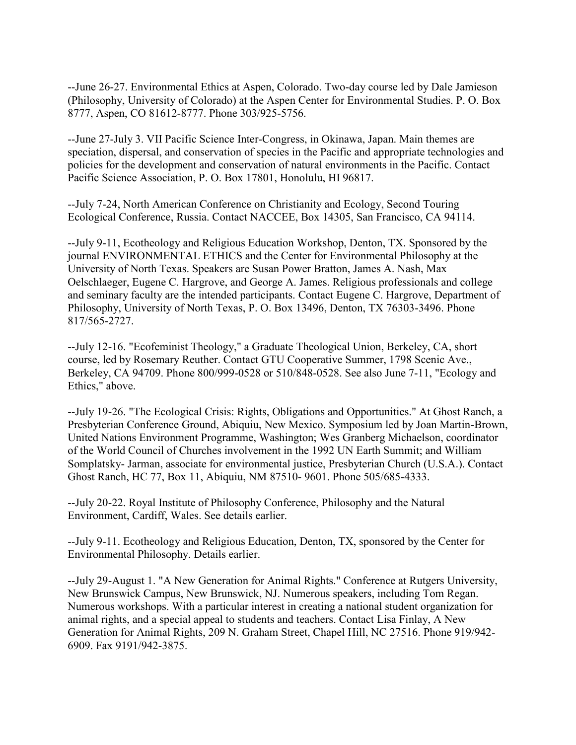--June 26-27. Environmental Ethics at Aspen, Colorado. Two-day course led by Dale Jamieson (Philosophy, University of Colorado) at the Aspen Center for Environmental Studies. P. O. Box 8777, Aspen, CO 81612-8777. Phone 303/925-5756.

--June 27-July 3. VII Pacific Science Inter-Congress, in Okinawa, Japan. Main themes are speciation, dispersal, and conservation of species in the Pacific and appropriate technologies and policies for the development and conservation of natural environments in the Pacific. Contact Pacific Science Association, P. O. Box 17801, Honolulu, HI 96817.

--July 7-24, North American Conference on Christianity and Ecology, Second Touring Ecological Conference, Russia. Contact NACCEE, Box 14305, San Francisco, CA 94114.

--July 9-11, Ecotheology and Religious Education Workshop, Denton, TX. Sponsored by the journal ENVIRONMENTAL ETHICS and the Center for Environmental Philosophy at the University of North Texas. Speakers are Susan Power Bratton, James A. Nash, Max Oelschlaeger, Eugene C. Hargrove, and George A. James. Religious professionals and college and seminary faculty are the intended participants. Contact Eugene C. Hargrove, Department of Philosophy, University of North Texas, P. O. Box 13496, Denton, TX 76303-3496. Phone 817/565-2727.

--July 12-16. "Ecofeminist Theology," a Graduate Theological Union, Berkeley, CA, short course, led by Rosemary Reuther. Contact GTU Cooperative Summer, 1798 Scenic Ave., Berkeley, CA 94709. Phone 800/999-0528 or 510/848-0528. See also June 7-11, "Ecology and Ethics," above.

--July 19-26. "The Ecological Crisis: Rights, Obligations and Opportunities." At Ghost Ranch, a Presbyterian Conference Ground, Abiquiu, New Mexico. Symposium led by Joan Martin-Brown, United Nations Environment Programme, Washington; Wes Granberg Michaelson, coordinator of the World Council of Churches involvement in the 1992 UN Earth Summit; and William Somplatsky- Jarman, associate for environmental justice, Presbyterian Church (U.S.A.). Contact Ghost Ranch, HC 77, Box 11, Abiquiu, NM 87510- 9601. Phone 505/685-4333.

--July 20-22. Royal Institute of Philosophy Conference, Philosophy and the Natural Environment, Cardiff, Wales. See details earlier.

--July 9-11. Ecotheology and Religious Education, Denton, TX, sponsored by the Center for Environmental Philosophy. Details earlier.

--July 29-August 1. "A New Generation for Animal Rights." Conference at Rutgers University, New Brunswick Campus, New Brunswick, NJ. Numerous speakers, including Tom Regan. Numerous workshops. With a particular interest in creating a national student organization for animal rights, and a special appeal to students and teachers. Contact Lisa Finlay, A New Generation for Animal Rights, 209 N. Graham Street, Chapel Hill, NC 27516. Phone 919/942-6909. Fax 9191/942-3875.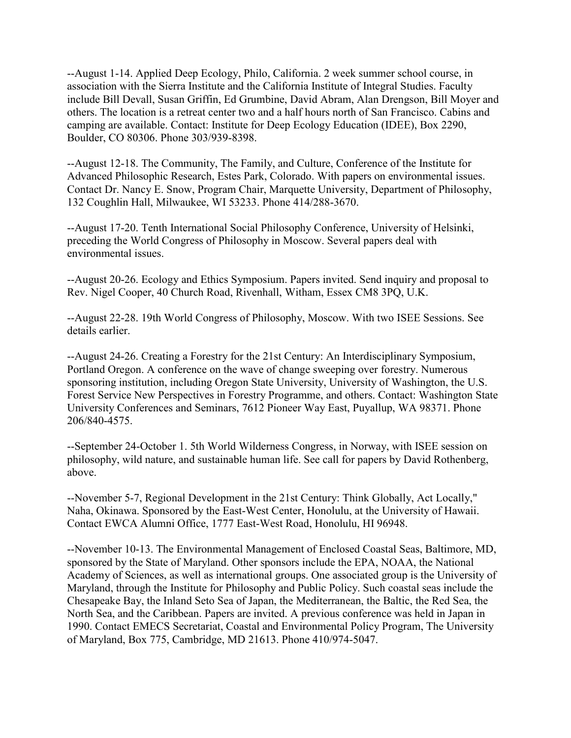--August 1-14. Applied Deep Ecology, Philo, California. 2 week summer school course, in association with the Sierra Institute and the California Institute of Integral Studies. Faculty include Bill Devall, Susan Griffin, Ed Grumbine, David Abram, Alan Drengson, Bill Moyer and others. The location is a retreat center two and a half hours north of San Francisco. Cabins and camping are available. Contact: Institute for Deep Ecology Education (IDEE), Box 2290, Boulder, CO 80306. Phone 303/939-8398.

--August 12-18. The Community, The Family, and Culture, Conference of the Institute for Advanced Philosophic Research, Estes Park, Colorado. With papers on environmental issues. Contact Dr. Nancy E. Snow, Program Chair, Marquette University, Department of Philosophy, 132 Coughlin Hall, Milwaukee, WI 53233. Phone 414/288-3670.

--August 17-20. Tenth International Social Philosophy Conference, University of Helsinki, preceding the World Congress of Philosophy in Moscow. Several papers deal with environmental issues.

--August 20-26. Ecology and Ethics Symposium. Papers invited. Send inquiry and proposal to Rev. Nigel Cooper, 40 Church Road, Rivenhall, Witham, Essex CM8 3PQ, U.K.

--August 22-28. 19th World Congress of Philosophy, Moscow. With two ISEE Sessions. See details earlier.

--August 24-26. Creating a Forestry for the 21st Century: An Interdisciplinary Symposium, Portland Oregon. A conference on the wave of change sweeping over forestry. Numerous sponsoring institution, including Oregon State University, University of Washington, the U.S. Forest Service New Perspectives in Forestry Programme, and others. Contact: Washington State University Conferences and Seminars, 7612 Pioneer Way East, Puyallup, WA 98371. Phone 206/840-4575.

--September 24-October 1. 5th World Wilderness Congress, in Norway, with ISEE session on philosophy, wild nature, and sustainable human life. See call for papers by David Rothenberg, above.

--November 5-7, Regional Development in the 21st Century: Think Globally, Act Locally," Naha, Okinawa. Sponsored by the East-West Center, Honolulu, at the University of Hawaii. Contact EWCA Alumni Office, 1777 East-West Road, Honolulu, HI 96948.

--November 10-13. The Environmental Management of Enclosed Coastal Seas, Baltimore, MD, sponsored by the State of Maryland. Other sponsors include the EPA, NOAA, the National Academy of Sciences, as well as international groups. One associated group is the University of Maryland, through the Institute for Philosophy and Public Policy. Such coastal seas include the Chesapeake Bay, the Inland Seto Sea of Japan, the Mediterranean, the Baltic, the Red Sea, the North Sea, and the Caribbean. Papers are invited. A previous conference was held in Japan in 1990. Contact EMECS Secretariat, Coastal and Environmental Policy Program, The University of Maryland, Box 775, Cambridge, MD 21613. Phone 410/974-5047.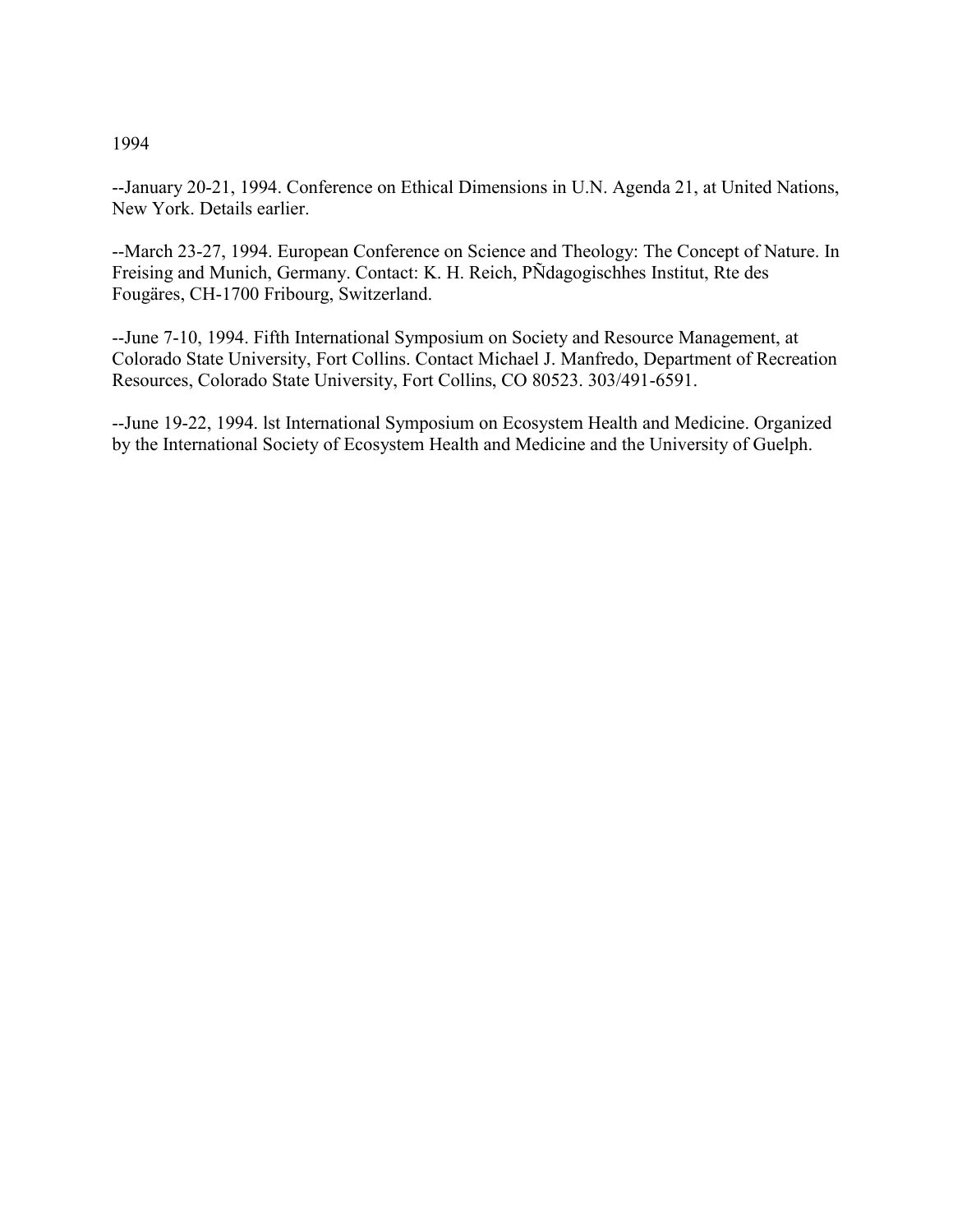1994

--January 20-21, 1994. Conference on Ethical Dimensions in U.N. Agenda 21, at United Nations, New York. Details earlier.

--March 23-27, 1994. European Conference on Science and Theology: The Concept of Nature. In Freising and Munich, Germany. Contact: K. H. Reich, PÑdagogischhes Institut, Rte des Fougäres, CH-1700 Fribourg, Switzerland.

--June 7-10, 1994. Fifth International Symposium on Society and Resource Management, at Colorado State University, Fort Collins. Contact Michael J. Manfredo, Department of Recreation Resources, Colorado State University, Fort Collins, CO 80523. 303/491-6591.

--June 19-22, 1994. lst International Symposium on Ecosystem Health and Medicine. Organized by the International Society of Ecosystem Health and Medicine and the University of Guelph.